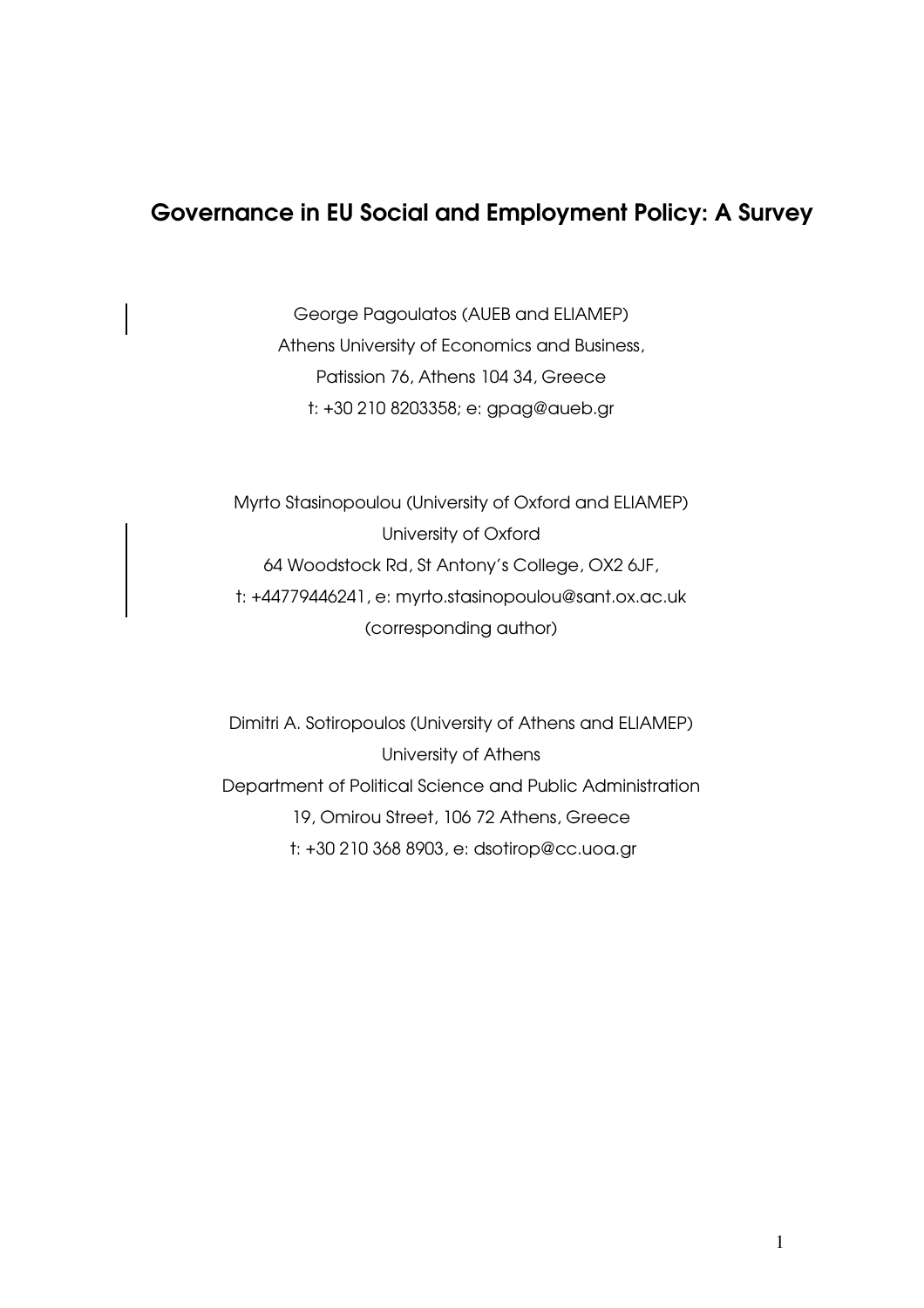# Governance in EU Social and Employment Policy: A Survey

George Pagoulatos (AUEB and ELIAMEP)
Athens University of Economics and Business,
Patission 76, Athens 104 34, Greece
t: +30 210 8203358; e: gpag@aueb.gr

Myrto Stasinopoulou (University of Oxford and ELIAMEP)
University of Oxford
64 Woodstock Rd, St Antony's College, OX2 6JF,
t: +44779446241, e: myrto.stasinopoulou@sant.ox.ac.uk
(corresponding author)

Dimitri A. Sotiropoulos (University of Athens and ELIAMEP)
University of Athens
Department of Political Science and Public Administration
19, Omirou Street, 106 72 Athens, Greece
t: +30 210 368 8903, e: dsotirop@cc.uoa.gr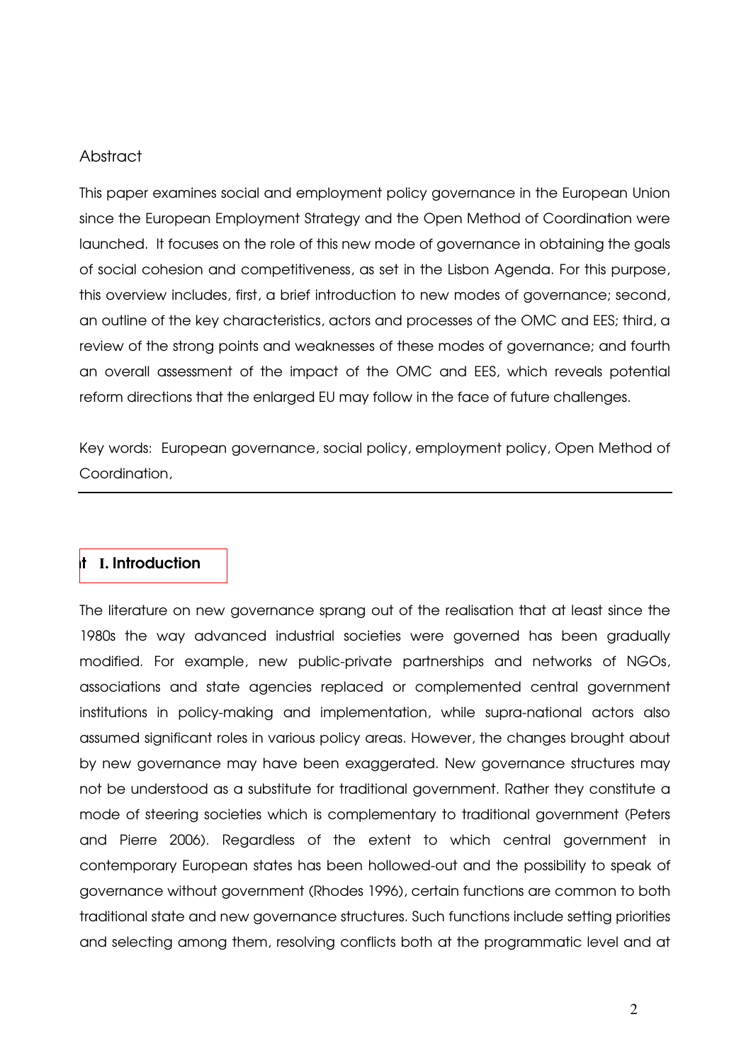## Abstract

This paper examines social and employment policy governance in the European Union since the European Employment Strategy and the Open Method of Coordination were launched. It focuses on the role of this new mode of governance in obtaining the goals of social cohesion and competitiveness, as set in the Lisbon Agenda. For this purpose, this overview includes, first, a brief introduction to new modes of governance; second, an outline of the key characteristics, actors and processes of the OMC and EES; third, a review of the strong points and weaknesses of these modes of governance; and fourth an overall assessment of the impact of the OMC and EES, which reveals potential reform directions that the enlarged EU may follow in the face of future challenges.

Key words: European governance, social policy, employment policy, Open Method of Coordination,

---

## I. Introduction

The literature on new governance sprang out of the realisation that at least since the 1980s the way advanced industrial societies were governed has been gradually modified. For example, new public-private partnerships and networks of NGOs, associations and state agencies replaced or complemented central government institutions in policy-making and implementation, while supra-national actors also assumed significant roles in various policy areas. However, the changes brought about by new governance may have been exaggerated. New governance structures may not be understood as a substitute for traditional government. Rather they constitute a mode of steering societies which is complementary to traditional government (Peters and Pierre 2006). Regardless of the extent to which central government in contemporary European states has been hollowed-out and the possibility to speak of governance without government (Rhodes 1996), certain functions are common to both traditional state and new governance structures. Such functions include setting priorities and selecting among them, resolving conflicts both at the programmatic level and at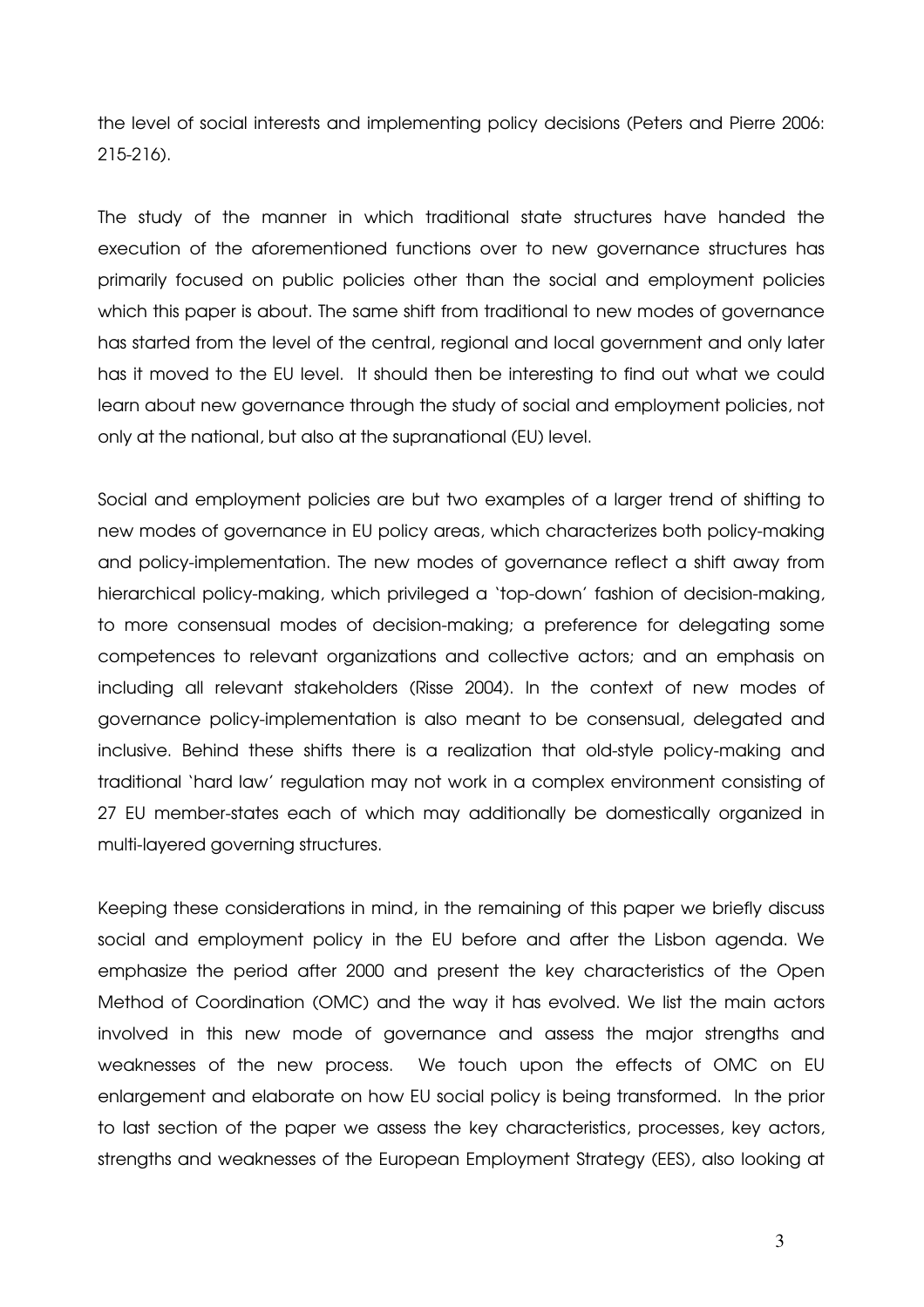the level of social interests and implementing policy decisions (Peters and Pierre 2006: 215-216).

The study of the manner in which traditional state structures have handed the execution of the aforementioned functions over to new governance structures has primarily focused on public policies other than the social and employment policies which this paper is about. The same shift from traditional to new modes of governance has started from the level of the central, regional and local government and only later has it moved to the EU level. It should then be interesting to find out what we could learn about new governance through the study of social and employment policies, not only at the national, but also at the supranational (EU) level.

Social and employment policies are but two examples of a larger trend of shifting to new modes of governance in EU policy areas, which characterizes both policy-making and policy-implementation. The new modes of governance reflect a shift away from hierarchical policy-making, which privileged a 'top-down' fashion of decision-making, to more consensual modes of decision-making; a preference for delegating some competences to relevant organizations and collective actors; and an emphasis on including all relevant stakeholders (Risse 2004). In the context of new modes of governance policy-implementation is also meant to be consensual, delegated and inclusive. Behind these shifts there is a realization that old-style policy-making and traditional 'hard law' regulation may not work in a complex environment consisting of 27 EU member-states each of which may additionally be domestically organized in multi-layered governing structures.

Keeping these considerations in mind, in the remaining of this paper we briefly discuss social and employment policy in the EU before and after the Lisbon agenda. We emphasize the period after 2000 and present the key characteristics of the Open Method of Coordination (OMC) and the way it has evolved. We list the main actors involved in this new mode of governance and assess the major strengths and weaknesses of the new process. We touch upon the effects of OMC on EU enlargement and elaborate on how EU social policy is being transformed. In the prior to last section of the paper we assess the key characteristics, processes, key actors, strengths and weaknesses of the European Employment Strategy (EES), also looking at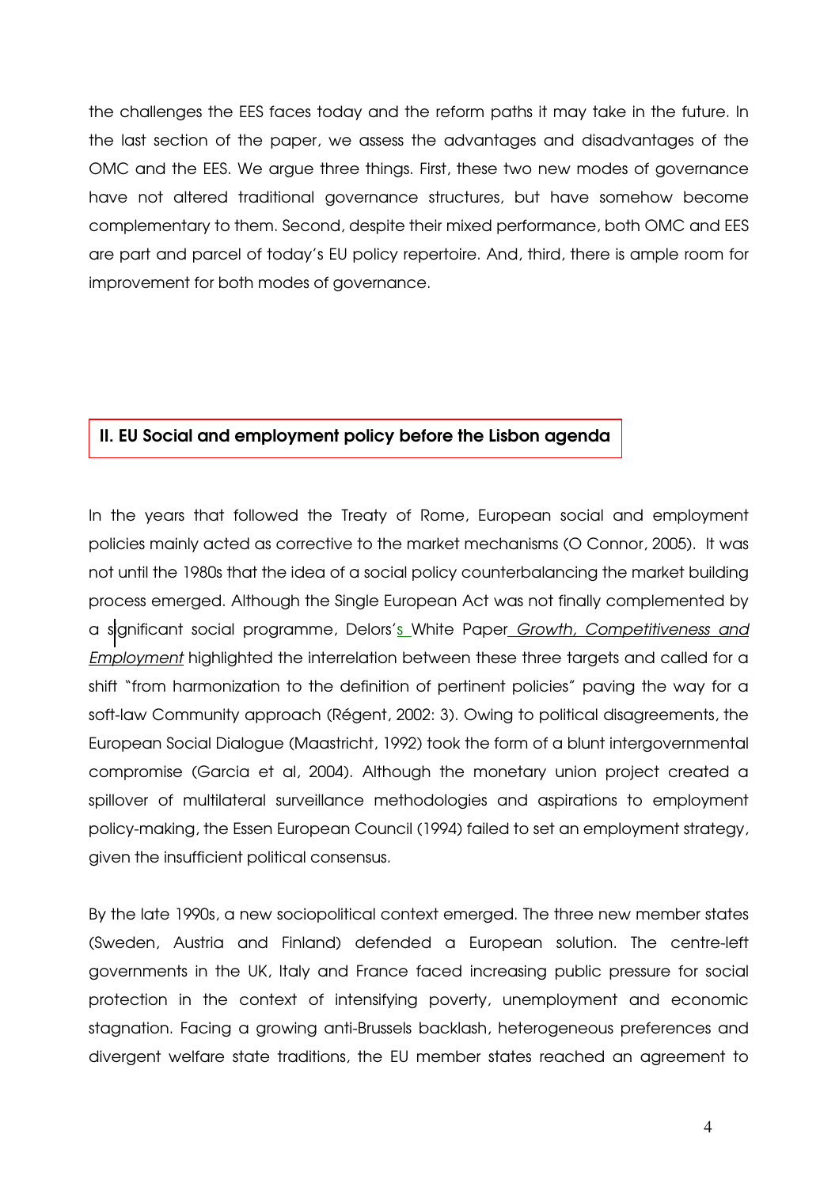the challenges the EES faces today and the reform paths it may take in the future. In the last section of the paper, we assess the advantages and disadvantages of the OMC and the EES. We argue three things. First, these two new modes of governance have not altered traditional governance structures, but have somehow become complementary to them. Second, despite their mixed performance, both OMC and EES are part and parcel of today's EU policy repertoire. And, third, there is ample room for improvement for both modes of governance.

## II. EU Social and employment policy before the Lisbon agenda

In the years that followed the Treaty of Rome, European social and employment policies mainly acted as corrective to the market mechanisms (O Connor, 2005). It was not until the 1980s that the idea of a social policy counterbalancing the market building process emerged. Although the Single European Act was not finally complemented by a significant social programme, Delors's White Paper *Growth, Competitiveness and Employment* highlighted the interrelation between these three targets and called for a shift "from harmonization to the definition of pertinent policies" paving the way for a soft-law Community approach (Régent, 2002: 3). Owing to political disagreements, the European Social Dialogue (Maastricht, 1992) took the form of a blunt intergovernmental compromise (Garcia et al, 2004). Although the monetary union project created a spillover of multilateral surveillance methodologies and aspirations to employment policy-making, the Essen European Council (1994) failed to set an employment strategy, given the insufficient political consensus.

By the late 1990s, a new sociopolitical context emerged. The three new member states (Sweden, Austria and Finland) defended a European solution. The centre-left governments in the UK, Italy and France faced increasing public pressure for social protection in the context of intensifying poverty, unemployment and economic stagnation. Facing a growing anti-Brussels backlash, heterogeneous preferences and divergent welfare state traditions, the EU member states reached an agreement to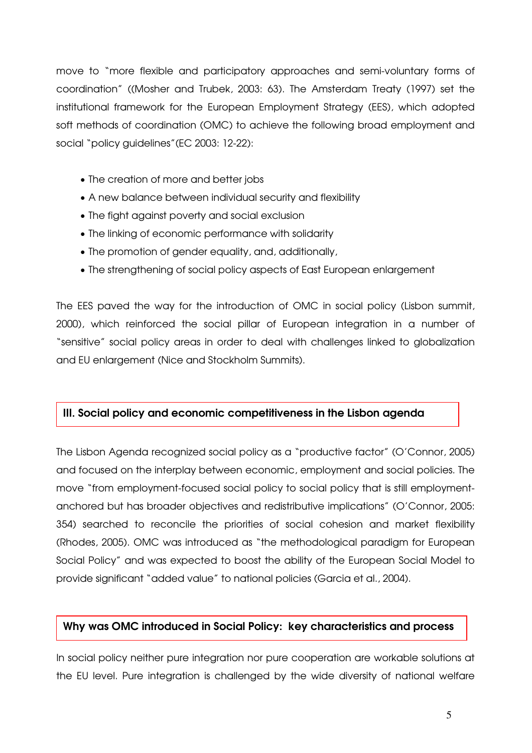move to "more flexible and participatory approaches and semi-voluntary forms of coordination" ((Mosher and Trubek, 2003: 63). The Amsterdam Treaty (1997) set the institutional framework for the European Employment Strategy (EES), which adopted soft methods of coordination (OMC) to achieve the following broad employment and social "policy guidelines"(EC 2003: 12-22):

- The creation of more and better jobs
- A new balance between individual security and flexibility
- The fight against poverty and social exclusion
- The linking of economic performance with solidarity
- The promotion of gender equality, and, additionally,
- The strengthening of social policy aspects of East European enlargement

The EES paved the way for the introduction of OMC in social policy (Lisbon summit, 2000), which reinforced the social pillar of European integration in a number of "sensitive" social policy areas in order to deal with challenges linked to globalization and EU enlargement (Nice and Stockholm Summits).

## III. Social policy and economic competitiveness in the Lisbon agenda

The Lisbon Agenda recognized social policy as a "productive factor" (O'Connor, 2005) and focused on the interplay between economic, employment and social policies. The move "from employment-focused social policy to social policy that is still employment-anchored but has broader objectives and redistributive implications" (O'Connor, 2005: 354) searched to reconcile the priorities of social cohesion and market flexibility (Rhodes, 2005). OMC was introduced as "the methodological paradigm for European Social Policy" and was expected to boost the ability of the European Social Model to provide significant "added value" to national policies (Garcia et al., 2004).

## Why was OMC introduced in Social Policy: key characteristics and process

In social policy neither pure integration nor pure cooperation are workable solutions at the EU level. Pure integration is challenged by the wide diversity of national welfare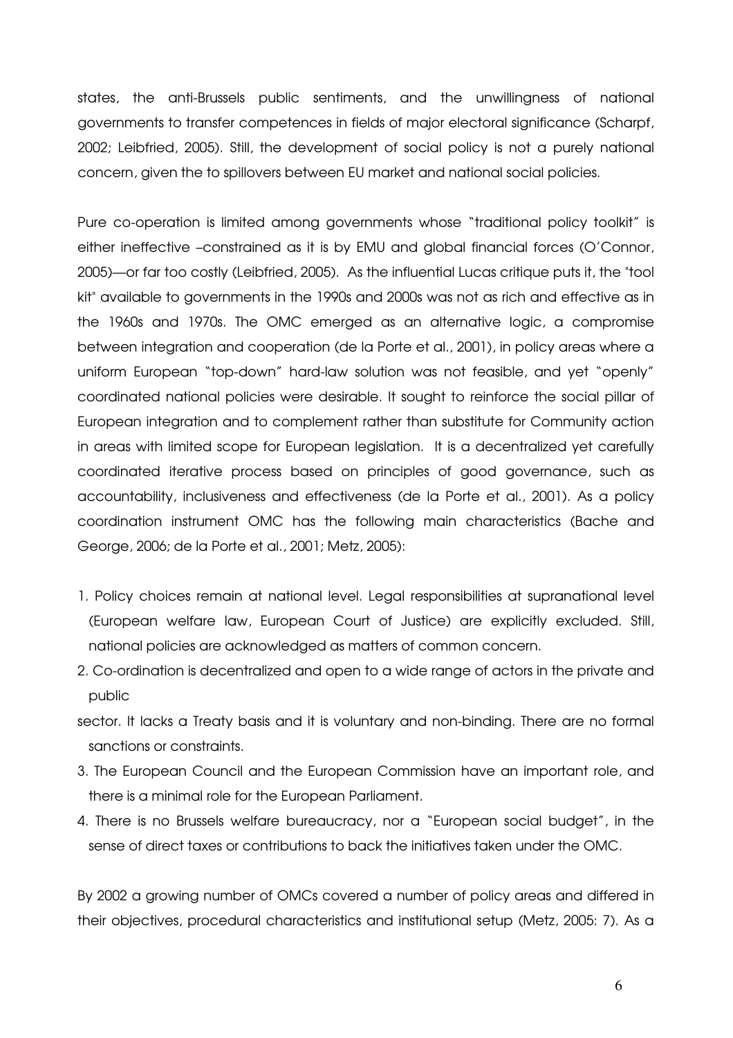states, the anti-Brussels public sentiments, and the unwillingness of national governments to transfer competences in fields of major electoral significance (Scharpf, 2002; Leibfried, 2005). Still, the development of social policy is not a purely national concern, given the to spillovers between EU market and national social policies.

Pure co-operation is limited among governments whose "traditional policy toolkit" is either ineffective –constrained as it is by EMU and global financial forces (O'Connor, 2005)—or far too costly (Leibfried, 2005). As the influential Lucas critique puts it, the "tool kit" available to governments in the 1990s and 2000s was not as rich and effective as in the 1960s and 1970s. The OMC emerged as an alternative logic, a compromise between integration and cooperation (de la Porte et al., 2001), in policy areas where a uniform European "top-down" hard-law solution was not feasible, and yet "openly" coordinated national policies were desirable. It sought to reinforce the social pillar of European integration and to complement rather than substitute for Community action in areas with limited scope for European legislation. It is a decentralized yet carefully coordinated iterative process based on principles of good governance, such as accountability, inclusiveness and effectiveness (de la Porte et al., 2001). As a policy coordination instrument OMC has the following main characteristics (Bache and George, 2006; de la Porte et al., 2001; Metz, 2005):

1. Policy choices remain at national level. Legal responsibilities at supranational level (European welfare law, European Court of Justice) are explicitly excluded. Still, national policies are acknowledged as matters of common concern.
2. Co-ordination is decentralized and open to a wide range of actors in the private and public sector. It lacks a Treaty basis and it is voluntary and non-binding. There are no formal sanctions or constraints.
3. The European Council and the European Commission have an important role, and there is a minimal role for the European Parliament.
4. There is no Brussels welfare bureaucracy, nor a "European social budget", in the sense of direct taxes or contributions to back the initiatives taken under the OMC.

By 2002 a growing number of OMCs covered a number of policy areas and differed in their objectives, procedural characteristics and institutional setup (Metz, 2005: 7). As a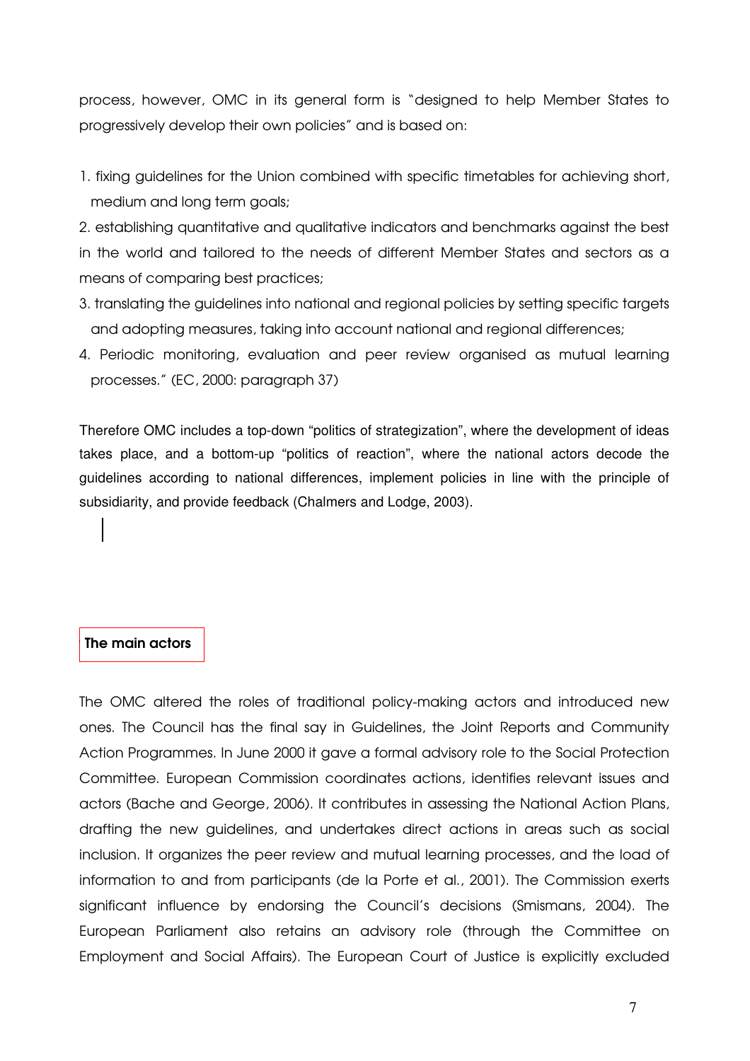process, however, OMC in its general form is "designed to help Member States to progressively develop their own policies" and is based on:

1. fixing guidelines for the Union combined with specific timetables for achieving short, medium and long term goals;
2. establishing quantitative and qualitative indicators and benchmarks against the best in the world and tailored to the needs of different Member States and sectors as a means of comparing best practices;
3. translating the guidelines into national and regional policies by setting specific targets and adopting measures, taking into account national and regional differences;
4. Periodic monitoring, evaluation and peer review organised as mutual learning processes." (EC, 2000: paragraph 37)

Therefore OMC includes a top-down "politics of strategization", where the development of ideas takes place, and a bottom-up "politics of reaction", where the national actors decode the guidelines according to national differences, implement policies in line with the principle of subsidiarity, and provide feedback (Chalmers and Lodge, 2003).

## The main actors

The OMC altered the roles of traditional policy-making actors and introduced new ones. The Council has the final say in Guidelines, the Joint Reports and Community Action Programmes. In June 2000 it gave a formal advisory role to the Social Protection Committee. European Commission coordinates actions, identifies relevant issues and actors (Bache and George, 2006). It contributes in assessing the National Action Plans, drafting the new guidelines, and undertakes direct actions in areas such as social inclusion. It organizes the peer review and mutual learning processes, and the load of information to and from participants (de la Porte et al., 2001). The Commission exerts significant influence by endorsing the Council's decisions (Smismans, 2004). The European Parliament also retains an advisory role (through the Committee on Employment and Social Affairs). The European Court of Justice is explicitly excluded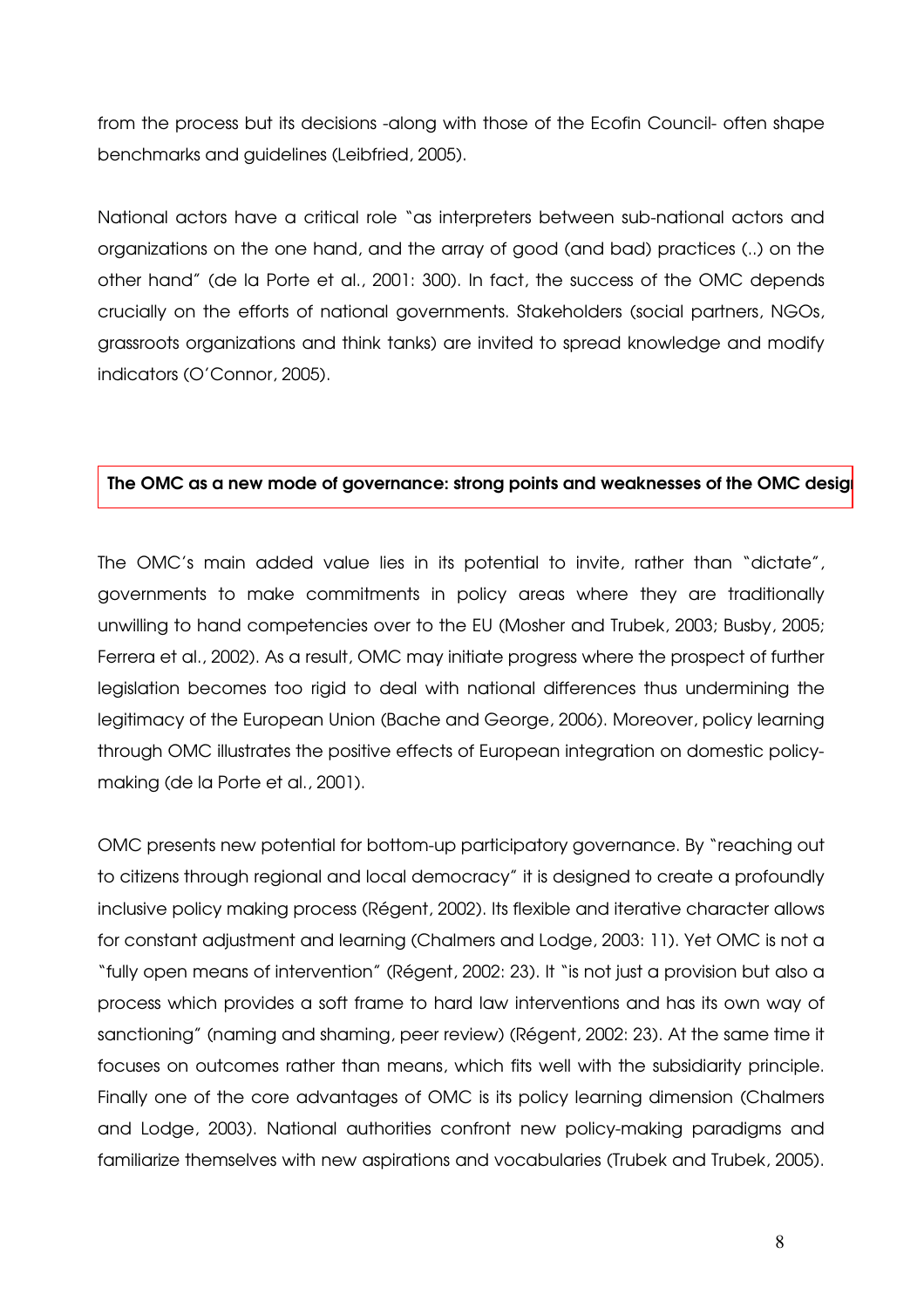from the process but its decisions -along with those of the Ecofin Council- often shape benchmarks and guidelines (Leibfried, 2005).

National actors have a critical role "as interpreters between sub-national actors and organizations on the one hand, and the array of good (and bad) practices (..) on the other hand" (de la Porte et al., 2001: 300). In fact, the success of the OMC depends crucially on the efforts of national governments. Stakeholders (social partners, NGOs, grassroots organizations and think tanks) are invited to spread knowledge and modify indicators (O'Connor, 2005).

## The OMC as a new mode of governance: strong points and weaknesses of the OMC desig

The OMC's main added value lies in its potential to invite, rather than "dictate", governments to make commitments in policy areas where they are traditionally unwilling to hand competencies over to the EU (Mosher and Trubek, 2003; Busby, 2005; Ferrera et al., 2002). As a result, OMC may initiate progress where the prospect of further legislation becomes too rigid to deal with national differences thus undermining the legitimacy of the European Union (Bache and George, 2006). Moreover, policy learning through OMC illustrates the positive effects of European integration on domestic policy-making (de la Porte et al., 2001).

OMC presents new potential for bottom-up participatory governance. By "reaching out to citizens through regional and local democracy" it is designed to create a profoundly inclusive policy making process (Régent, 2002). Its flexible and iterative character allows for constant adjustment and learning (Chalmers and Lodge, 2003: 11). Yet OMC is not a "fully open means of intervention" (Régent, 2002: 23). It "is not just a provision but also a process which provides a soft frame to hard law interventions and has its own way of sanctioning" (naming and shaming, peer review) (Régent, 2002: 23). At the same time it focuses on outcomes rather than means, which fits well with the subsidiarity principle. Finally one of the core advantages of OMC is its policy learning dimension (Chalmers and Lodge, 2003). National authorities confront new policy-making paradigms and familiarize themselves with new aspirations and vocabularies (Trubek and Trubek, 2005).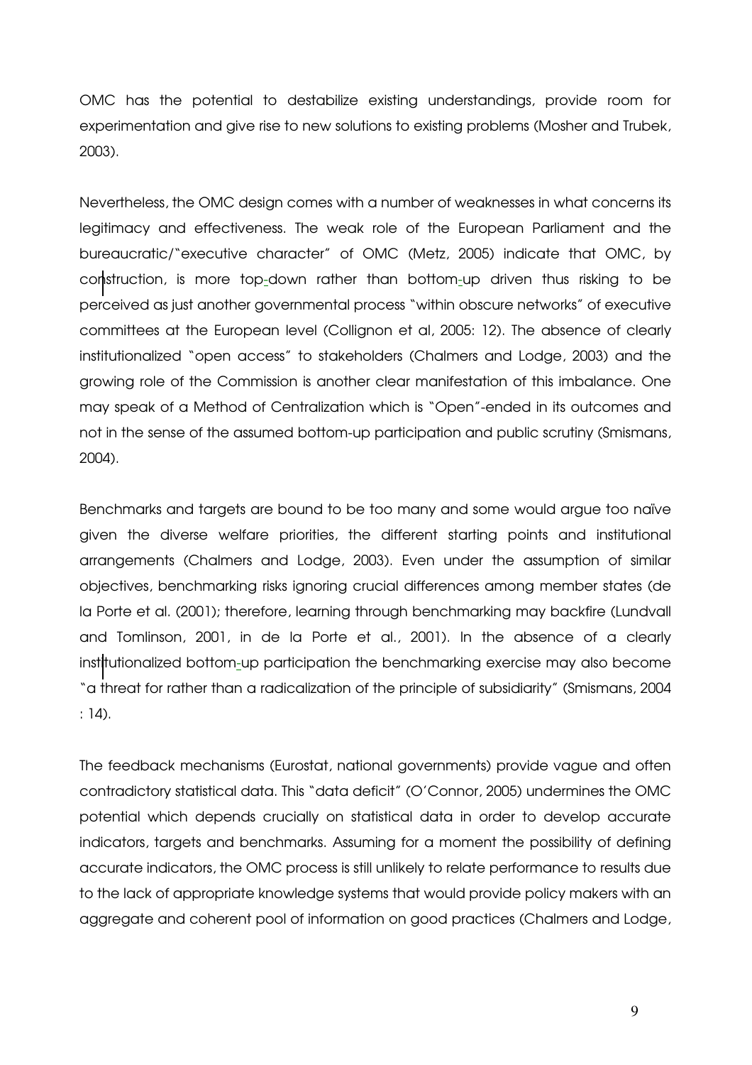OMC has the potential to destabilize existing understandings, provide room for experimentation and give rise to new solutions to existing problems (Mosher and Trubek, 2003).

Nevertheless, the OMC design comes with a number of weaknesses in what concerns its legitimacy and effectiveness. The weak role of the European Parliament and the bureaucratic/"executive character" of OMC (Metz, 2005) indicate that OMC, by construction, is more top-down rather than bottom-up driven thus risking to be perceived as just another governmental process "within obscure networks" of executive committees at the European level (Collignon et al, 2005: 12). The absence of clearly institutionalized "open access" to stakeholders (Chalmers and Lodge, 2003) and the growing role of the Commission is another clear manifestation of this imbalance. One may speak of a Method of Centralization which is "Open"-ended in its outcomes and not in the sense of the assumed bottom-up participation and public scrutiny (Smismans, 2004).

Benchmarks and targets are bound to be too many and some would argue too naïve given the diverse welfare priorities, the different starting points and institutional arrangements (Chalmers and Lodge, 2003). Even under the assumption of similar objectives, benchmarking risks ignoring crucial differences among member states (de la Porte et al. (2001); therefore, learning through benchmarking may backfire (Lundvall and Tomlinson, 2001, in de la Porte et al., 2001). In the absence of a clearly institutionalized bottom-up participation the benchmarking exercise may also become "a threat for rather than a radicalization of the principle of subsidiarity" (Smismans, 2004 : 14).

The feedback mechanisms (Eurostat, national governments) provide vague and often contradictory statistical data. This "data deficit" (O'Connor, 2005) undermines the OMC potential which depends crucially on statistical data in order to develop accurate indicators, targets and benchmarks. Assuming for a moment the possibility of defining accurate indicators, the OMC process is still unlikely to relate performance to results due to the lack of appropriate knowledge systems that would provide policy makers with an aggregate and coherent pool of information on good practices (Chalmers and Lodge,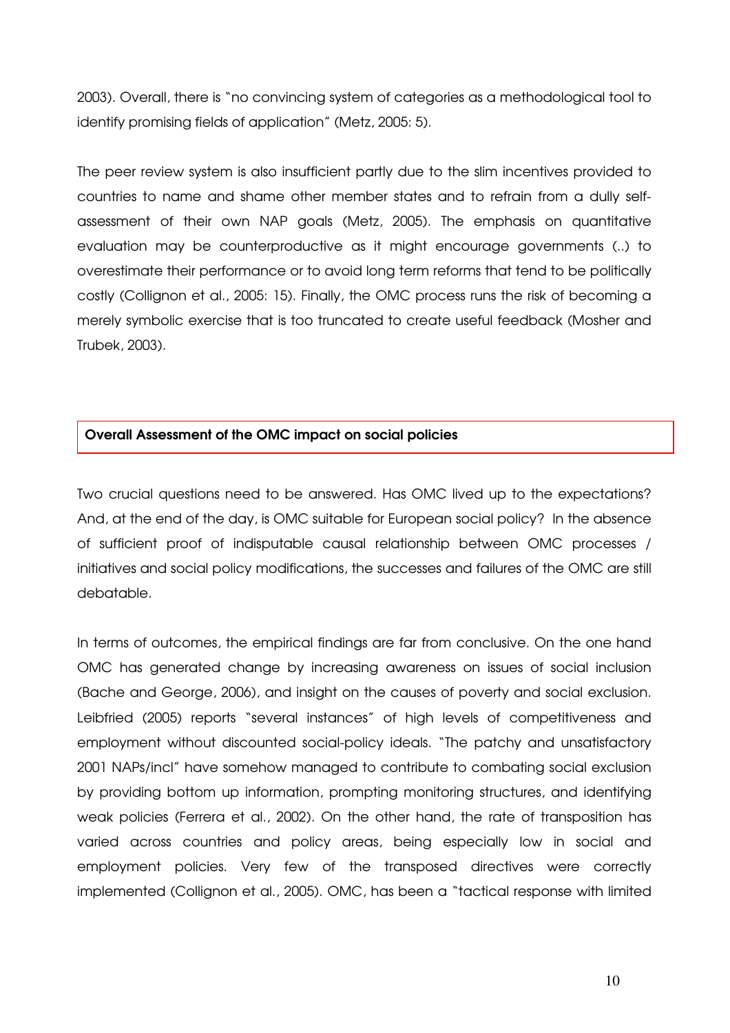2003). Overall, there is "no convincing system of categories as a methodological tool to identify promising fields of application" (Metz, 2005: 5).

The peer review system is also insufficient partly due to the slim incentives provided to countries to name and shame other member states and to refrain from a dully self-assessment of their own NAP goals (Metz, 2005). The emphasis on quantitative evaluation may be counterproductive as it might encourage governments (..) to overestimate their performance or to avoid long term reforms that tend to be politically costly (Collignon et al., 2005: 15). Finally, the OMC process runs the risk of becoming a merely symbolic exercise that is too truncated to create useful feedback (Mosher and Trubek, 2003).

## Overall Assessment of the OMC impact on social policies

Two crucial questions need to be answered. Has OMC lived up to the expectations? And, at the end of the day, is OMC suitable for European social policy? In the absence of sufficient proof of indisputable causal relationship between OMC processes / initiatives and social policy modifications, the successes and failures of the OMC are still debatable.

In terms of outcomes, the empirical findings are far from conclusive. On the one hand OMC has generated change by increasing awareness on issues of social inclusion (Bache and George, 2006), and insight on the causes of poverty and social exclusion. Leibfried (2005) reports "several instances" of high levels of competitiveness and employment without discounted social-policy ideals. "The patchy and unsatisfactory 2001 NAPs/incl" have somehow managed to contribute to combating social exclusion by providing bottom up information, prompting monitoring structures, and identifying weak policies (Ferrera et al., 2002). On the other hand, the rate of transposition has varied across countries and policy areas, being especially low in social and employment policies. Very few of the transposed directives were correctly implemented (Collignon et al., 2005). OMC, has been a "tactical response with limited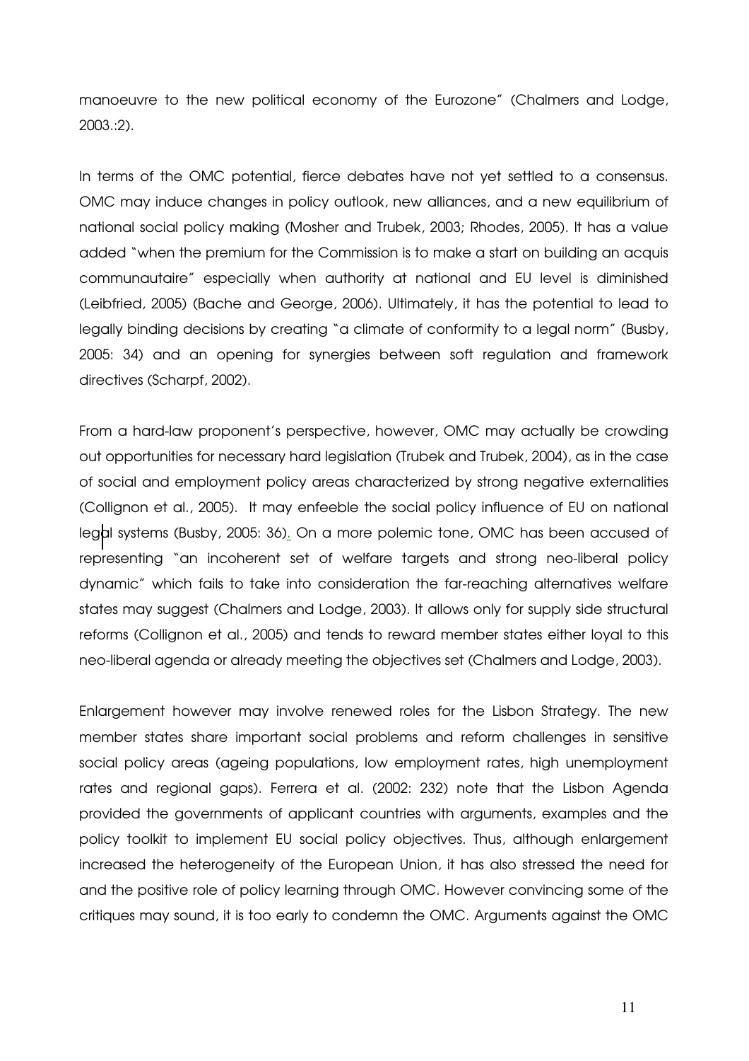manoeuvre to the new political economy of the Eurozone" (Chalmers and Lodge, 2003.:2).

In terms of the OMC potential, fierce debates have not yet settled to a consensus. OMC may induce changes in policy outlook, new alliances, and a new equilibrium of national social policy making (Mosher and Trubek, 2003; Rhodes, 2005). It has a value added "when the premium for the Commission is to make a start on building an acquis communautaire" especially when authority at national and EU level is diminished (Leibfried, 2005) (Bache and George, 2006). Ultimately, it has the potential to lead to legally binding decisions by creating "a climate of conformity to a legal norm" (Busby, 2005: 34) and an opening for synergies between soft regulation and framework directives (Scharpf, 2002).

From a hard-law proponent's perspective, however, OMC may actually be crowding out opportunities for necessary hard legislation (Trubek and Trubek, 2004), as in the case of social and employment policy areas characterized by strong negative externalities (Collignon et al., 2005). It may enfeeble the social policy influence of EU on national legal systems (Busby, 2005: 36). On a more polemic tone, OMC has been accused of representing "an incoherent set of welfare targets and strong neo-liberal policy dynamic" which fails to take into consideration the far-reaching alternatives welfare states may suggest (Chalmers and Lodge, 2003). It allows only for supply side structural reforms (Collignon et al., 2005) and tends to reward member states either loyal to this neo-liberal agenda or already meeting the objectives set (Chalmers and Lodge, 2003).

Enlargement however may involve renewed roles for the Lisbon Strategy. The new member states share important social problems and reform challenges in sensitive social policy areas (ageing populations, low employment rates, high unemployment rates and regional gaps). Ferrera et al. (2002: 232) note that the Lisbon Agenda provided the governments of applicant countries with arguments, examples and the policy toolkit to implement EU social policy objectives. Thus, although enlargement increased the heterogeneity of the European Union, it has also stressed the need for and the positive role of policy learning through OMC. However convincing some of the critiques may sound, it is too early to condemn the OMC. Arguments against the OMC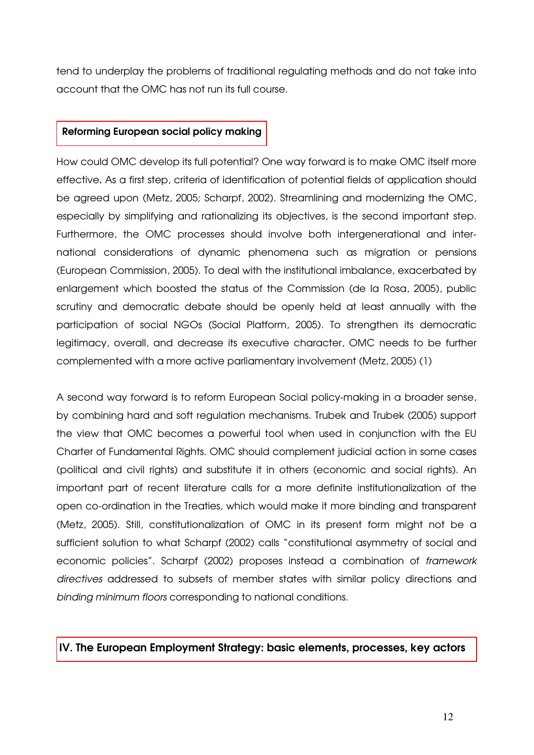tend to underplay the problems of traditional regulating methods and do not take into account that the OMC has not run its full course.

### Reforming European social policy making

How could OMC develop its full potential? One way forward is to make OMC itself more effective**.** As a first step, criteria of identification of potential fields of application should be agreed upon (Metz, 2005; Scharpf, 2002). Streamlining and modernizing the OMC, especially by simplifying and rationalizing its objectives, is the second important step. Furthermore, the OMC processes should involve both intergenerational and inter-national considerations of dynamic phenomena such as migration or pensions (European Commission, 2005). To deal with the institutional imbalance, exacerbated by enlargement which boosted the status of the Commission (de la Rosa, 2005), public scrutiny and democratic debate should be openly held at least annually with the participation of social NGOs (Social Platform, 2005). To strengthen its democratic legitimacy, overall, and decrease its executive character, OMC needs to be further complemented with a more active parliamentary involvement (Metz, 2005) (1)

A second way forward is to reform European Social policy-making in a broader sense, by combining hard and soft regulation mechanisms. Trubek and Trubek (2005) support the view that OMC becomes a powerful tool when used in conjunction with the EU Charter of Fundamental Rights. OMC should complement judicial action in some cases (political and civil rights) and substitute it in others (economic and social rights). An important part of recent literature calls for a more definite institutionalization of the open co-ordination in the Treaties, which would make it more binding and transparent (Metz, 2005). Still, constitutionalization of OMC in its present form might not be a sufficient solution to what Scharpf (2002) calls "constitutional asymmetry of social and economic policies". Scharpf (2002) proposes instead a combination of *framework directives* addressed to subsets of member states with similar policy directions and *binding minimum floors* corresponding to national conditions.

## IV. The European Employment Strategy: basic elements, processes, key actors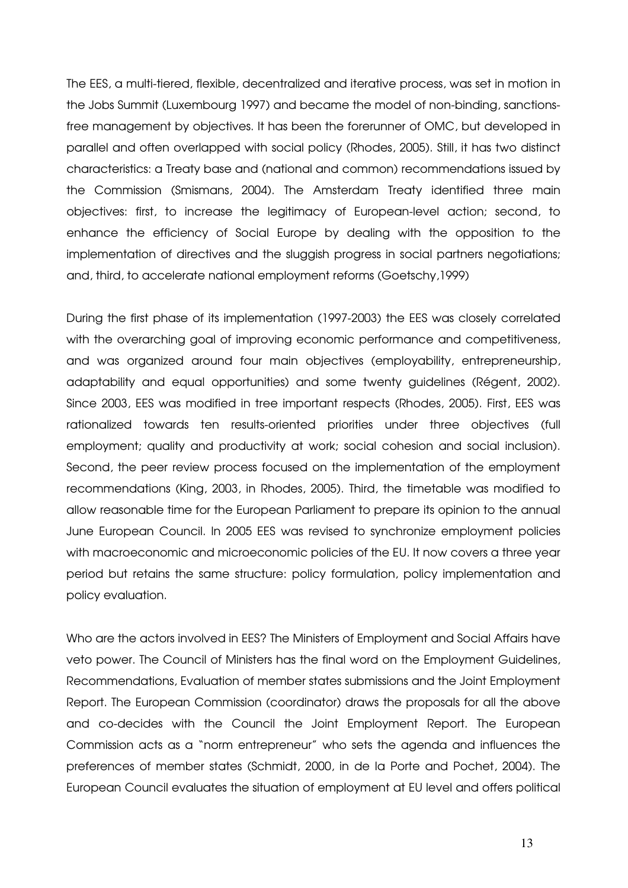The EES, a multi-tiered, flexible, decentralized and iterative process, was set in motion in the Jobs Summit (Luxembourg 1997) and became the model of non-binding, sanctions-free management by objectives. It has been the forerunner of OMC, but developed in parallel and often overlapped with social policy (Rhodes, 2005). Still, it has two distinct characteristics: a Treaty base and (national and common) recommendations issued by the Commission (Smismans, 2004). The Amsterdam Treaty identified three main objectives: first, to increase the legitimacy of European-level action; second, to enhance the efficiency of Social Europe by dealing with the opposition to the implementation of directives and the sluggish progress in social partners negotiations; and, third, to accelerate national employment reforms (Goetschy,1999)

During the first phase of its implementation (1997-2003) the EES was closely correlated with the overarching goal of improving economic performance and competitiveness, and was organized around four main objectives (employability, entrepreneurship, adaptability and equal opportunities) and some twenty guidelines (Régent, 2002). Since 2003, EES was modified in tree important respects (Rhodes, 2005). First, EES was rationalized towards ten results-oriented priorities under three objectives (full employment; quality and productivity at work; social cohesion and social inclusion). Second, the peer review process focused on the implementation of the employment recommendations (King, 2003, in Rhodes, 2005). Third, the timetable was modified to allow reasonable time for the European Parliament to prepare its opinion to the annual June European Council. In 2005 EES was revised to synchronize employment policies with macroeconomic and microeconomic policies of the EU. It now covers a three year period but retains the same structure: policy formulation, policy implementation and policy evaluation.

Who are the actors involved in EES? The Ministers of Employment and Social Affairs have veto power. The Council of Ministers has the final word on the Employment Guidelines, Recommendations, Evaluation of member states submissions and the Joint Employment Report. The European Commission (coordinator) draws the proposals for all the above and co-decides with the Council the Joint Employment Report. The European Commission acts as a "norm entrepreneur" who sets the agenda and influences the preferences of member states (Schmidt, 2000, in de la Porte and Pochet, 2004). The European Council evaluates the situation of employment at EU level and offers political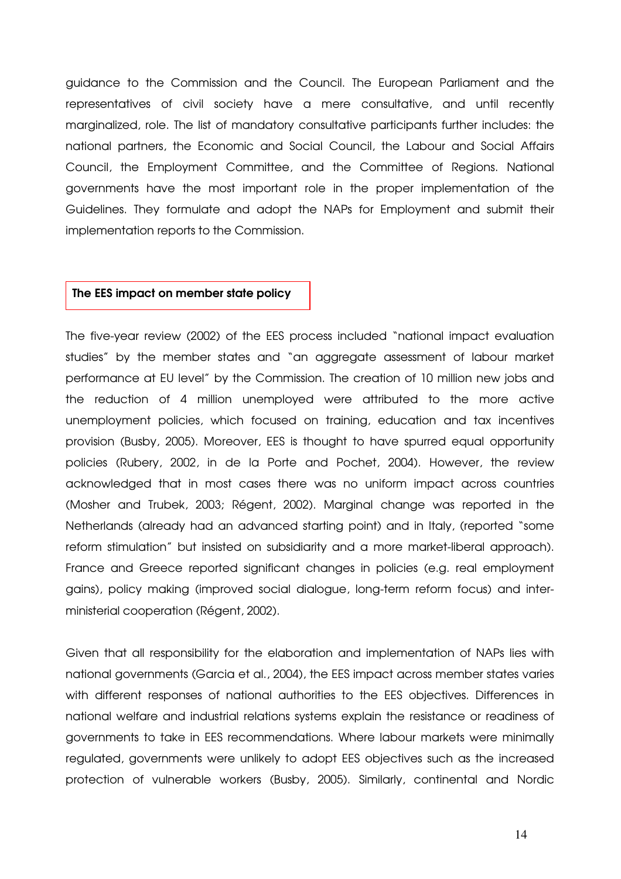guidance to the Commission and the Council. The European Parliament and the representatives of civil society have a mere consultative, and until recently marginalized, role. The list of mandatory consultative participants further includes: the national partners, the Economic and Social Council, the Labour and Social Affairs Council, the Employment Committee, and the Committee of Regions. National governments have the most important role in the proper implementation of the Guidelines. They formulate and adopt the NAPs for Employment and submit their implementation reports to the Commission.

## The EES impact on member state policy

The five-year review (2002) of the EES process included "national impact evaluation studies" by the member states and "an aggregate assessment of labour market performance at EU level" by the Commission. The creation of 10 million new jobs and the reduction of 4 million unemployed were attributed to the more active unemployment policies, which focused on training, education and tax incentives provision (Busby, 2005). Moreover, EES is thought to have spurred equal opportunity policies (Rubery, 2002, in de la Porte and Pochet, 2004). However, the review acknowledged that in most cases there was no uniform impact across countries (Mosher and Trubek, 2003; Régent, 2002). Marginal change was reported in the Netherlands (already had an advanced starting point) and in Italy, (reported "some reform stimulation" but insisted on subsidiarity and a more market-liberal approach). France and Greece reported significant changes in policies (e.g. real employment gains), policy making (improved social dialogue, long-term reform focus) and inter-ministerial cooperation (Régent, 2002).

Given that all responsibility for the elaboration and implementation of NAPs lies with national governments (Garcia et al., 2004), the EES impact across member states varies with different responses of national authorities to the EES objectives. Differences in national welfare and industrial relations systems explain the resistance or readiness of governments to take in EES recommendations. Where labour markets were minimally regulated, governments were unlikely to adopt EES objectives such as the increased protection of vulnerable workers (Busby, 2005). Similarly, continental and Nordic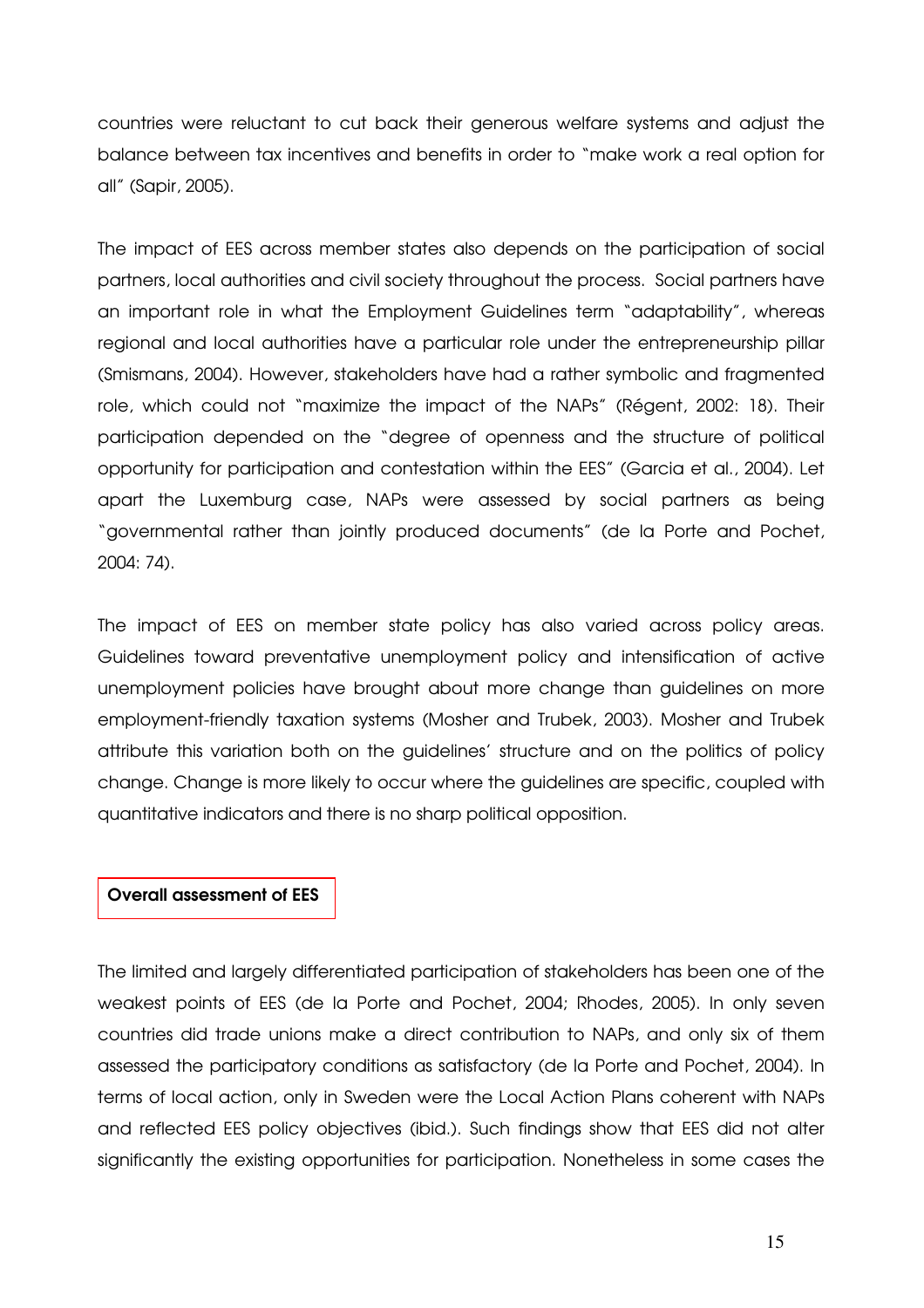countries were reluctant to cut back their generous welfare systems and adjust the balance between tax incentives and benefits in order to "make work a real option for all" (Sapir, 2005).

The impact of EES across member states also depends on the participation of social partners, local authorities and civil society throughout the process. Social partners have an important role in what the Employment Guidelines term "adaptability", whereas regional and local authorities have a particular role under the entrepreneurship pillar (Smismans, 2004). However, stakeholders have had a rather symbolic and fragmented role, which could not "maximize the impact of the NAPs" (Régent, 2002: 18). Their participation depended on the "degree of openness and the structure of political opportunity for participation and contestation within the EES" (Garcia et al., 2004). Let apart the Luxemburg case, NAPs were assessed by social partners as being "governmental rather than jointly produced documents" (de la Porte and Pochet, 2004: 74).

The impact of EES on member state policy has also varied across policy areas. Guidelines toward preventative unemployment policy and intensification of active unemployment policies have brought about more change than guidelines on more employment-friendly taxation systems (Mosher and Trubek, 2003). Mosher and Trubek attribute this variation both on the guidelines' structure and on the politics of policy change. Change is more likely to occur where the guidelines are specific, coupled with quantitative indicators and there is no sharp political opposition.

## Overall assessment of EES

The limited and largely differentiated participation of stakeholders has been one of the weakest points of EES (de la Porte and Pochet, 2004; Rhodes, 2005). In only seven countries did trade unions make a direct contribution to NAPs, and only six of them assessed the participatory conditions as satisfactory (de la Porte and Pochet, 2004). In terms of local action, only in Sweden were the Local Action Plans coherent with NAPs and reflected EES policy objectives (ibid.). Such findings show that EES did not alter significantly the existing opportunities for participation. Nonetheless in some cases the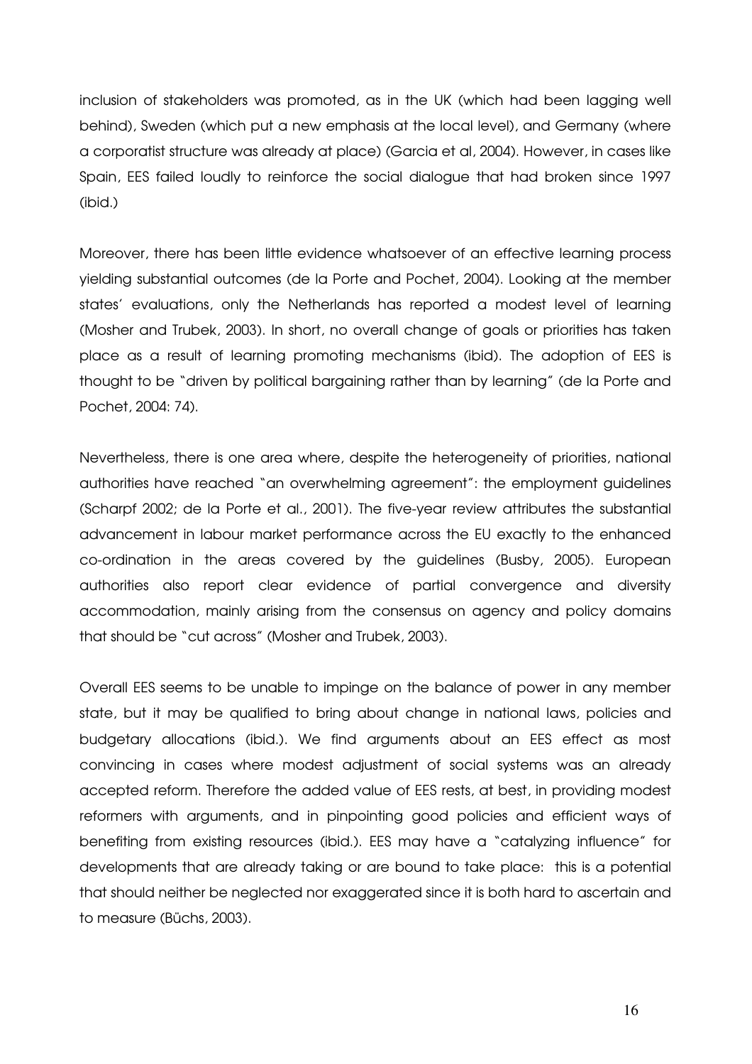inclusion of stakeholders was promoted, as in the UK (which had been lagging well behind), Sweden (which put a new emphasis at the local level), and Germany (where a corporatist structure was already at place) (Garcia et al, 2004). However, in cases like Spain, EES failed loudly to reinforce the social dialogue that had broken since 1997 (ibid.)

Moreover, there has been little evidence whatsoever of an effective learning process yielding substantial outcomes (de la Porte and Pochet, 2004). Looking at the member states' evaluations, only the Netherlands has reported a modest level of learning (Mosher and Trubek, 2003). In short, no overall change of goals or priorities has taken place as a result of learning promoting mechanisms (ibid). The adoption of EES is thought to be "driven by political bargaining rather than by learning" (de la Porte and Pochet, 2004: 74).

Nevertheless, there is one area where, despite the heterogeneity of priorities, national authorities have reached "an overwhelming agreement": the employment guidelines (Scharpf 2002; de la Porte et al., 2001). The five-year review attributes the substantial advancement in labour market performance across the EU exactly to the enhanced co-ordination in the areas covered by the guidelines (Busby, 2005). European authorities also report clear evidence of partial convergence and diversity accommodation, mainly arising from the consensus on agency and policy domains that should be "cut across" (Mosher and Trubek, 2003).

Overall EES seems to be unable to impinge on the balance of power in any member state, but it may be qualified to bring about change in national laws, policies and budgetary allocations (ibid.). We find arguments about an EES effect as most convincing in cases where modest adjustment of social systems was an already accepted reform. Therefore the added value of EES rests, at best, in providing modest reformers with arguments, and in pinpointing good policies and efficient ways of benefiting from existing resources (ibid.). EES may have a "catalyzing influence" for developments that are already taking or are bound to take place: this is a potential that should neither be neglected nor exaggerated since it is both hard to ascertain and to measure (Büchs, 2003).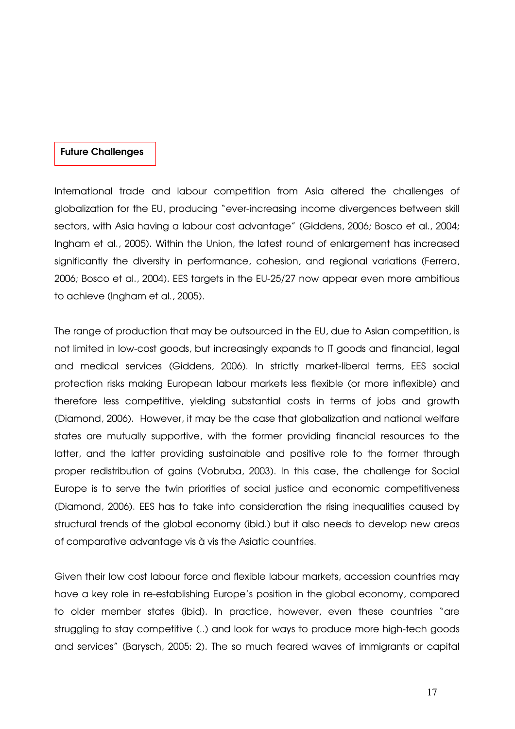## Future Challenges

International trade and labour competition from Asia altered the challenges of globalization for the EU, producing "ever-increasing income divergences between skill sectors, with Asia having a labour cost advantage" (Giddens, 2006; Bosco et al., 2004; Ingham et al., 2005). Within the Union, the latest round of enlargement has increased significantly the diversity in performance, cohesion, and regional variations (Ferrera, 2006; Bosco et al., 2004). EES targets in the EU-25/27 now appear even more ambitious to achieve (Ingham et al., 2005).

The range of production that may be outsourced in the EU, due to Asian competition, is not limited in low-cost goods, but increasingly expands to IT goods and financial, legal and medical services (Giddens, 2006). In strictly market-liberal terms, EES social protection risks making European labour markets less flexible (or more inflexible) and therefore less competitive, yielding substantial costs in terms of jobs and growth (Diamond, 2006). However, it may be the case that globalization and national welfare states are mutually supportive, with the former providing financial resources to the latter, and the latter providing sustainable and positive role to the former through proper redistribution of gains (Vobruba, 2003). In this case, the challenge for Social Europe is to serve the twin priorities of social justice and economic competitiveness (Diamond, 2006). EES has to take into consideration the rising inequalities caused by structural trends of the global economy (ibid.) but it also needs to develop new areas of comparative advantage vis à vis the Asiatic countries.

Given their low cost labour force and flexible labour markets, accession countries may have a key role in re-establishing Europe's position in the global economy, compared to older member states (ibid). In practice, however, even these countries "are struggling to stay competitive (..) and look for ways to produce more high-tech goods and services" (Barysch, 2005: 2). The so much feared waves of immigrants or capital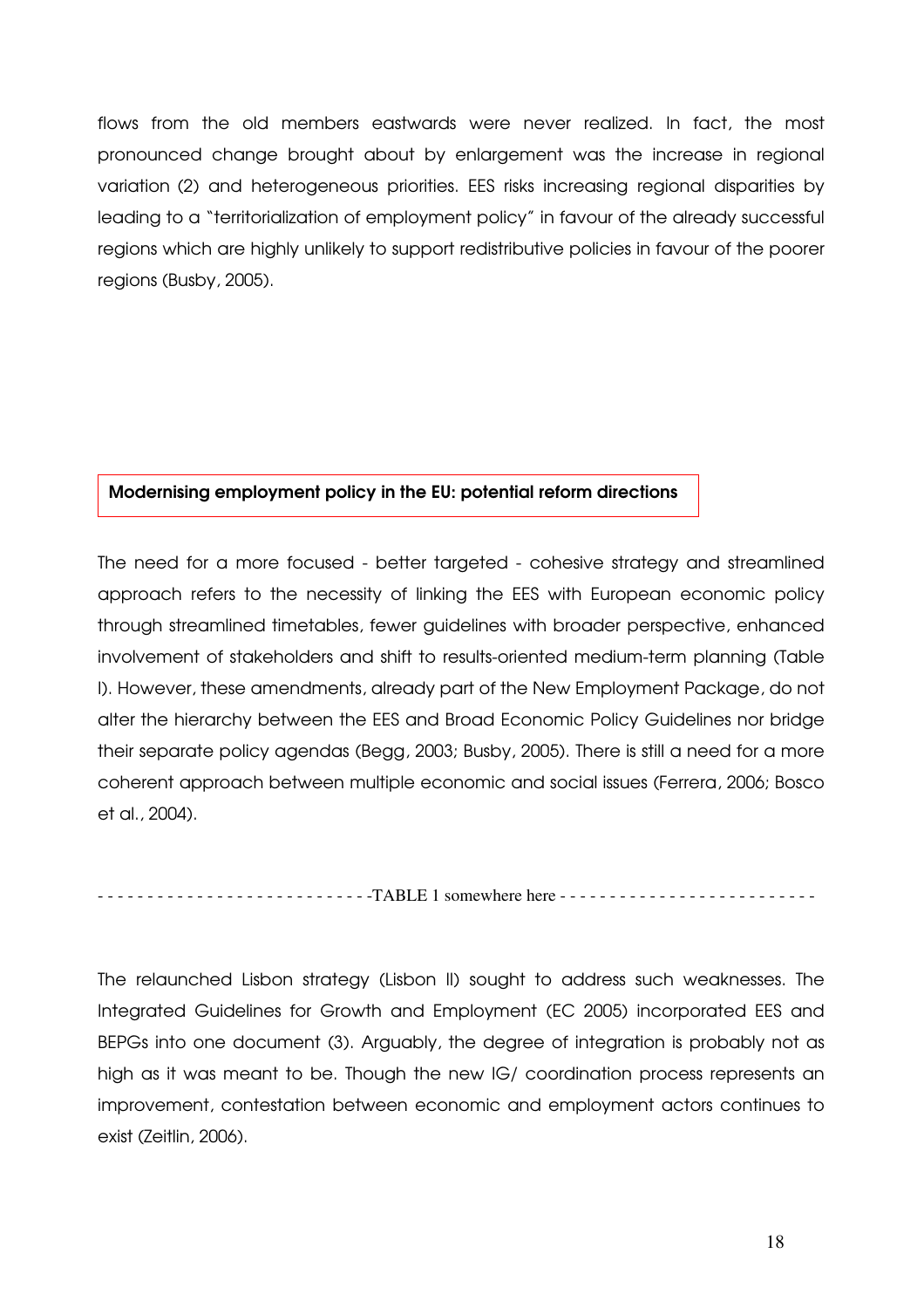flows from the old members eastwards were never realized. In fact, the most pronounced change brought about by enlargement was the increase in regional variation (2) and heterogeneous priorities. EES risks increasing regional disparities by leading to a "territorialization of employment policy" in favour of the already successful regions which are highly unlikely to support redistributive policies in favour of the poorer regions (Busby, 2005).

## Modernising employment policy in the EU: potential reform directions

The need for a more focused - better targeted - cohesive strategy and streamlined approach refers to the necessity of linking the EES with European economic policy through streamlined timetables, fewer guidelines with broader perspective, enhanced involvement of stakeholders and shift to results-oriented medium-term planning (Table I). However, these amendments, already part of the New Employment Package, do not alter the hierarchy between the EES and Broad Economic Policy Guidelines nor bridge their separate policy agendas (Begg, 2003; Busby, 2005). There is still a need for a more coherent approach between multiple economic and social issues (Ferrera, 2006; Bosco et al., 2004).

- - - - - - - - - - - - - - - - - - - - - - - - - - - -TABLE 1 somewhere here - - - - - - - - - - - - - - - - - - - - - - - - - -

The relaunched Lisbon strategy (Lisbon II) sought to address such weaknesses. The Integrated Guidelines for Growth and Employment (EC 2005) incorporated EES and BEPGs into one document (3). Arguably, the degree of integration is probably not as high as it was meant to be. Though the new IG/ coordination process represents an improvement, contestation between economic and employment actors continues to exist (Zeitlin, 2006).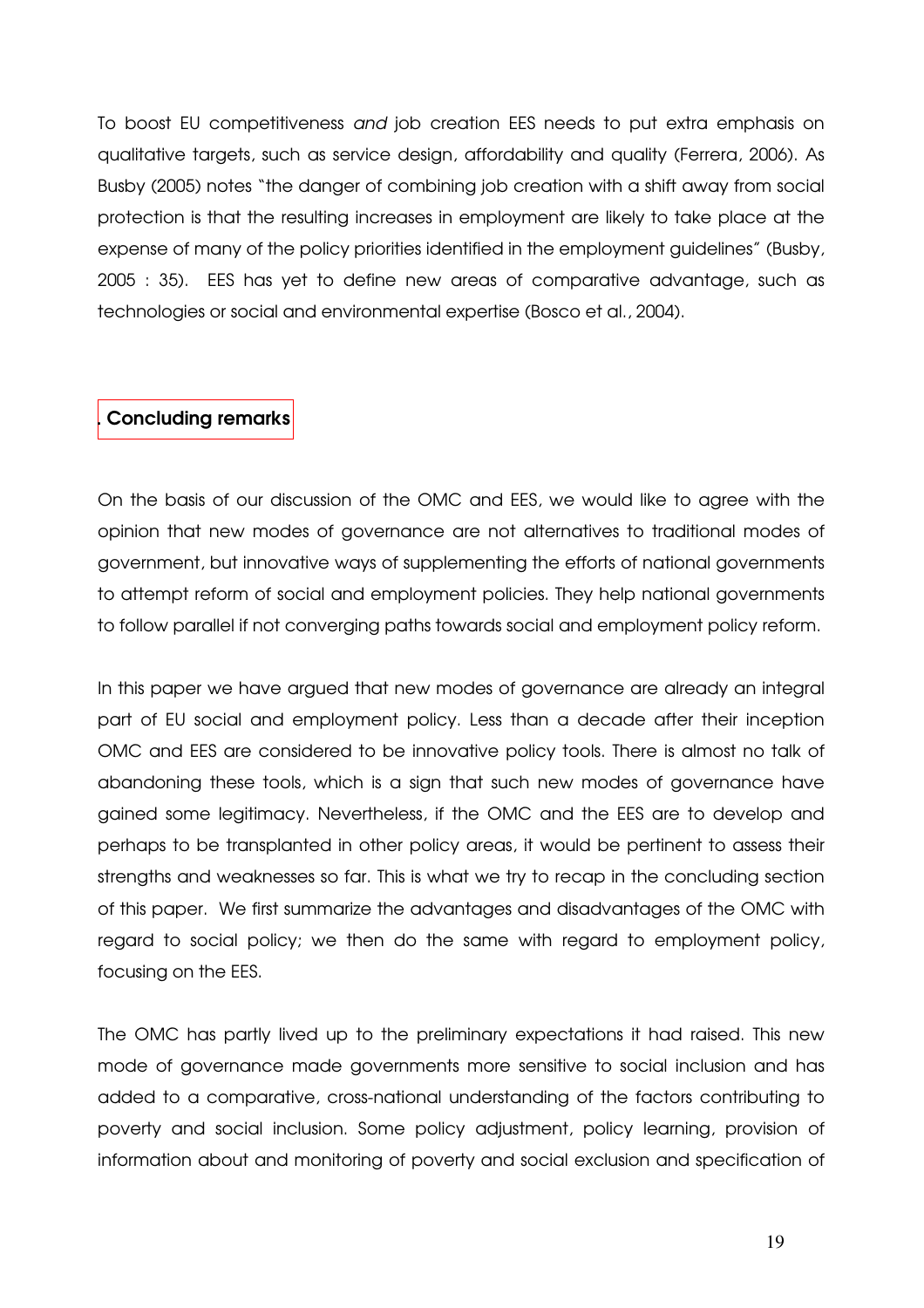To boost EU competitiveness *and* job creation EES needs to put extra emphasis on qualitative targets, such as service design, affordability and quality (Ferrera, 2006). As Busby (2005) notes "the danger of combining job creation with a shift away from social protection is that the resulting increases in employment are likely to take place at the expense of many of the policy priorities identified in the employment guidelines" (Busby, 2005 : 35). EES has yet to define new areas of comparative advantage, such as technologies or social and environmental expertise (Bosco et al., 2004).

## . Concluding remarks

On the basis of our discussion of the OMC and EES, we would like to agree with the opinion that new modes of governance are not alternatives to traditional modes of government, but innovative ways of supplementing the efforts of national governments to attempt reform of social and employment policies. They help national governments to follow parallel if not converging paths towards social and employment policy reform.

In this paper we have argued that new modes of governance are already an integral part of EU social and employment policy. Less than a decade after their inception OMC and EES are considered to be innovative policy tools. There is almost no talk of abandoning these tools, which is a sign that such new modes of governance have gained some legitimacy. Nevertheless, if the OMC and the EES are to develop and perhaps to be transplanted in other policy areas, it would be pertinent to assess their strengths and weaknesses so far. This is what we try to recap in the concluding section of this paper. We first summarize the advantages and disadvantages of the OMC with regard to social policy; we then do the same with regard to employment policy, focusing on the EES.

The OMC has partly lived up to the preliminary expectations it had raised. This new mode of governance made governments more sensitive to social inclusion and has added to a comparative, cross-national understanding of the factors contributing to poverty and social inclusion. Some policy adjustment, policy learning, provision of information about and monitoring of poverty and social exclusion and specification of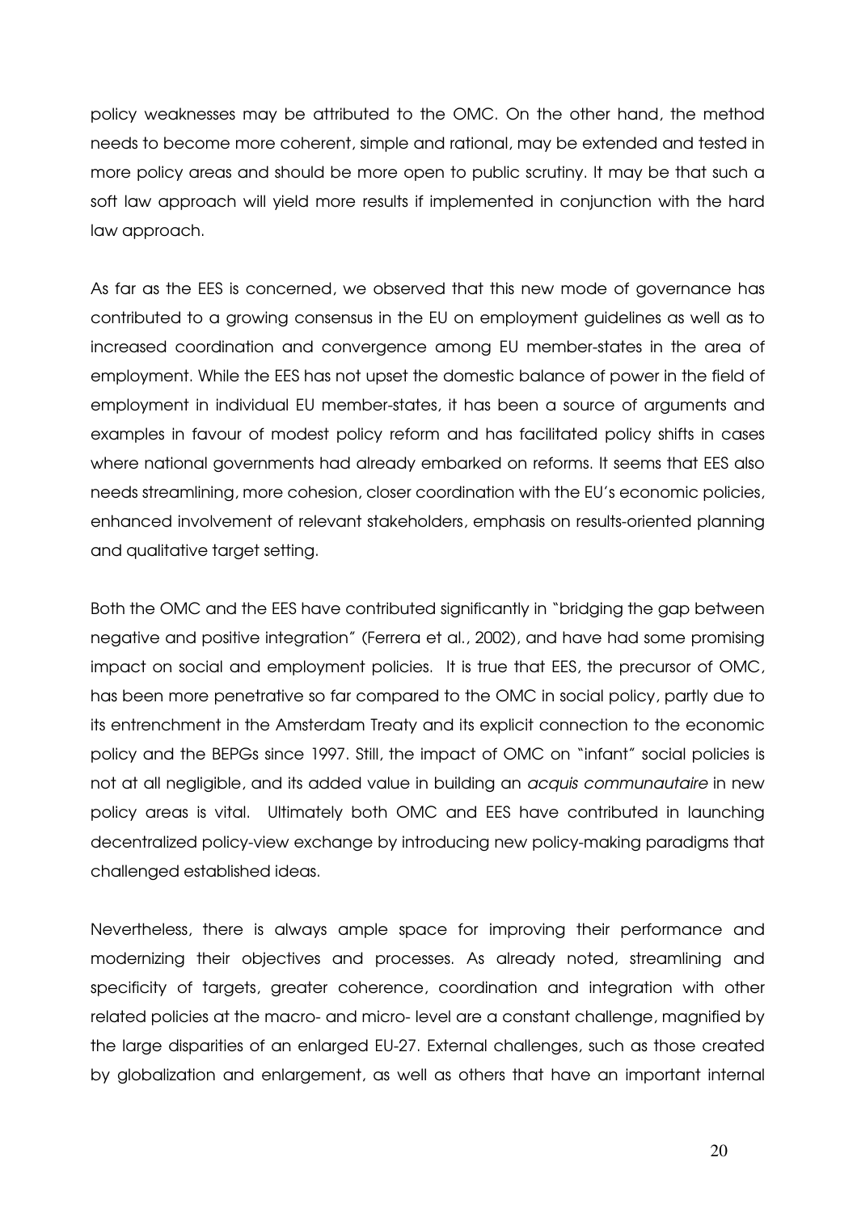policy weaknesses may be attributed to the OMC. On the other hand, the method needs to become more coherent, simple and rational, may be extended and tested in more policy areas and should be more open to public scrutiny. It may be that such a soft law approach will yield more results if implemented in conjunction with the hard law approach.

As far as the EES is concerned, we observed that this new mode of governance has contributed to a growing consensus in the EU on employment guidelines as well as to increased coordination and convergence among EU member-states in the area of employment. While the EES has not upset the domestic balance of power in the field of employment in individual EU member-states, it has been a source of arguments and examples in favour of modest policy reform and has facilitated policy shifts in cases where national governments had already embarked on reforms. It seems that EES also needs streamlining, more cohesion, closer coordination with the EU's economic policies, enhanced involvement of relevant stakeholders, emphasis on results-oriented planning and qualitative target setting.

Both the OMC and the EES have contributed significantly in "bridging the gap between negative and positive integration" (Ferrera et al., 2002), and have had some promising impact on social and employment policies. It is true that EES, the precursor of OMC, has been more penetrative so far compared to the OMC in social policy, partly due to its entrenchment in the Amsterdam Treaty and its explicit connection to the economic policy and the BEPGs since 1997. Still, the impact of OMC on "infant" social policies is not at all negligible, and its added value in building an *acquis communautaire* in new policy areas is vital. Ultimately both OMC and EES have contributed in launching decentralized policy-view exchange by introducing new policy-making paradigms that challenged established ideas.

Nevertheless, there is always ample space for improving their performance and modernizing their objectives and processes. As already noted, streamlining and specificity of targets, greater coherence, coordination and integration with other related policies at the macro- and micro- level are a constant challenge, magnified by the large disparities of an enlarged EU-27. External challenges, such as those created by globalization and enlargement, as well as others that have an important internal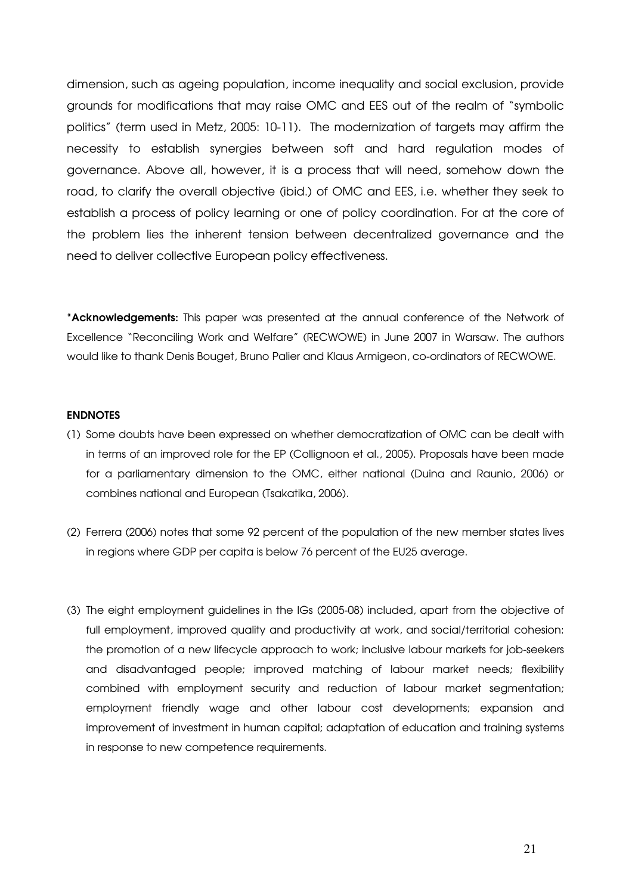dimension, such as ageing population, income inequality and social exclusion, provide grounds for modifications that may raise OMC and EES out of the realm of "symbolic politics" (term used in Metz, 2005: 10-11). The modernization of targets may affirm the necessity to establish synergies between soft and hard regulation modes of governance. Above all, however, it is a process that will need, somehow down the road, to clarify the overall objective (ibid.) of OMC and EES, i.e. whether they seek to establish a process of policy learning or one of policy coordination. For at the core of the problem lies the inherent tension between decentralized governance and the need to deliver collective European policy effectiveness.

***Acknowledgements:** This paper was presented at the annual conference of the Network of Excellence "Reconciling Work and Welfare" (RECWOWE) in June 2007 in Warsaw. The authors would like to thank Denis Bouget, Bruno Palier and Klaus Armigeon, co-ordinators of RECWOWE.

**ENDNOTES**

(1) Some doubts have been expressed on whether democratization of OMC can be dealt with in terms of an improved role for the EP (Collignoon et al., 2005). Proposals have been made for a parliamentary dimension to the OMC, either national (Duina and Raunio, 2006) or combines national and European (Tsakatika, 2006).

(2) Ferrera (2006) notes that some 92 percent of the population of the new member states lives in regions where GDP per capita is below 76 percent of the EU25 average.

(3) The eight employment guidelines in the IGs (2005-08) included, apart from the objective of full employment, improved quality and productivity at work, and social/territorial cohesion: the promotion of a new lifecycle approach to work; inclusive labour markets for job-seekers and disadvantaged people; improved matching of labour market needs; flexibility combined with employment security and reduction of labour market segmentation; employment friendly wage and other labour cost developments; expansion and improvement of investment in human capital; adaptation of education and training systems in response to new competence requirements.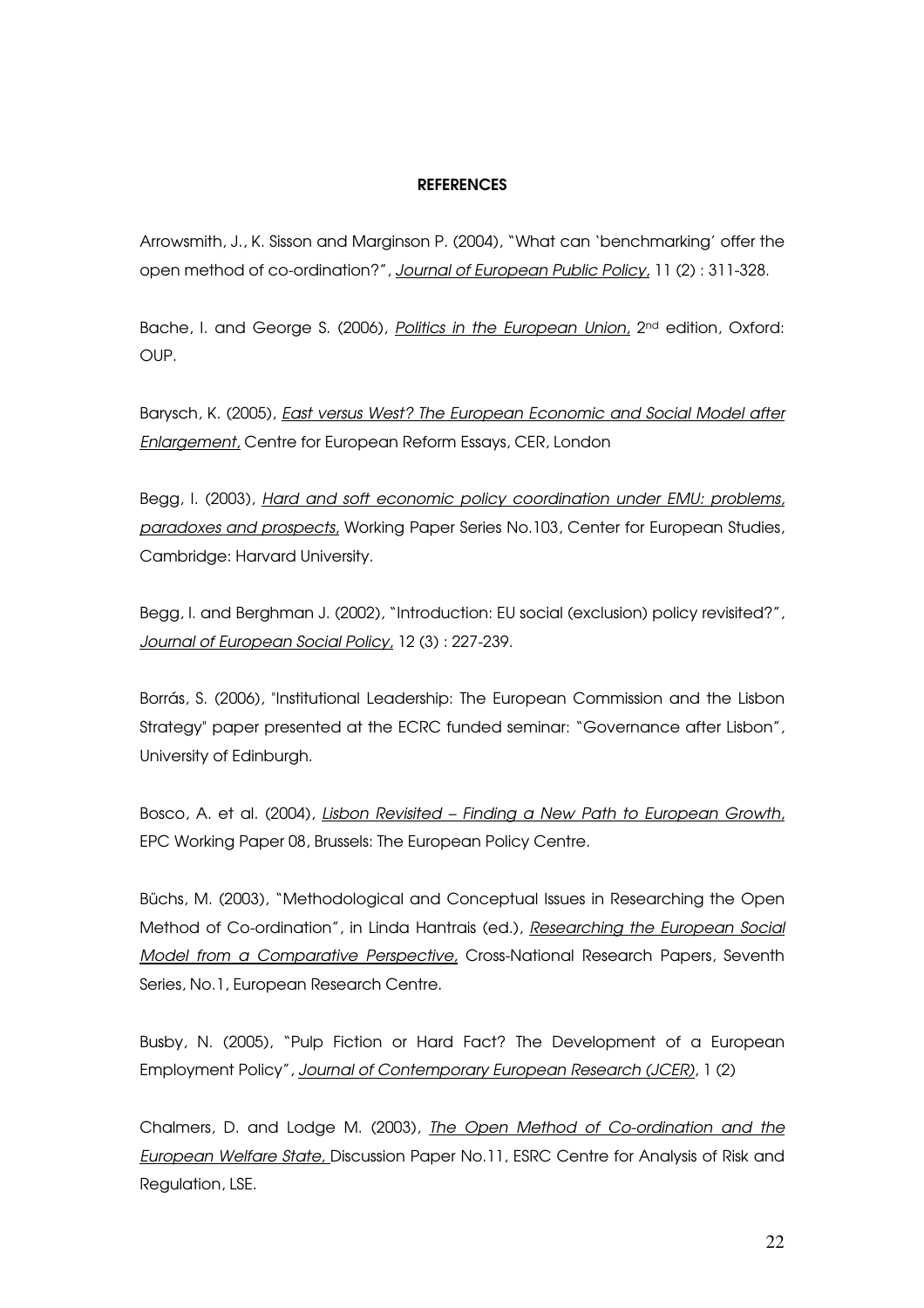**REFERENCES**

Arrowsmith, J., K. Sisson and Marginson P. (2004), "What can 'benchmarking' offer the open method of co-ordination?", *Journal of European Public Policy*, 11 (2) : 311-328.

Bache, I. and George S. (2006), *Politics in the European Union*, 2nd edition, Oxford: OUP.

Barysch, K. (2005), *East versus West? The European Economic and Social Model after Enlargement*, Centre for European Reform Essays, CER, London

Begg, I. (2003), *Hard and soft economic policy coordination under EMU: problems, paradoxes and prospects*, Working Paper Series No.103, Center for European Studies, Cambridge: Harvard University.

Begg, I. and Berghman J. (2002), "Introduction: EU social (exclusion) policy revisited?", *Journal of European Social Policy*, 12 (3) : 227-239.

Borrás, S. (2006), "Institutional Leadership: The European Commission and the Lisbon Strategy" paper presented at the ECRC funded seminar: "Governance after Lisbon", University of Edinburgh.

Bosco, A. et al. (2004), *Lisbon Revisited – Finding a New Path to European Growth*, EPC Working Paper 08, Brussels: The European Policy Centre.

Büchs, M. (2003), "Methodological and Conceptual Issues in Researching the Open Method of Co-ordination", in Linda Hantrais (ed.), *Researching the European Social Model from a Comparative Perspective*, Cross-National Research Papers, Seventh Series, No.1, European Research Centre.

Busby, N. (2005), "Pulp Fiction or Hard Fact? The Development of a European Employment Policy", *Journal of Contemporary European Research (JCER)*, 1 (2)

Chalmers, D. and Lodge M. (2003), *The Open Method of Co-ordination and the European Welfare State*, Discussion Paper No.11, ESRC Centre for Analysis of Risk and Regulation, LSE.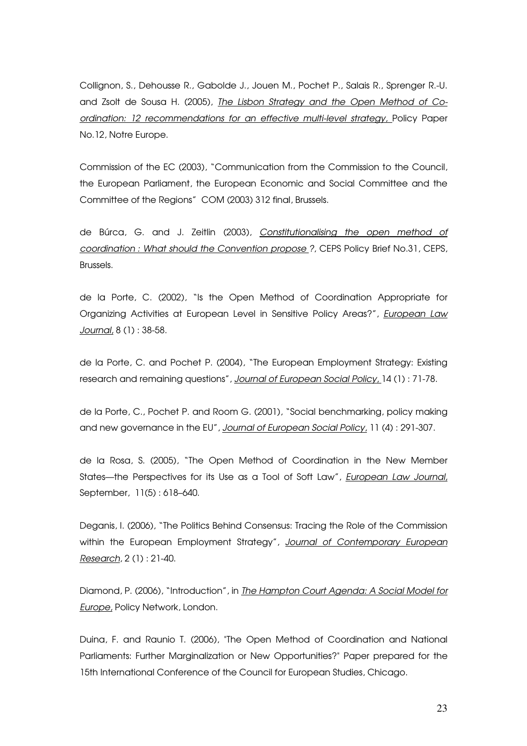Collignon, S., Dehousse R., Gabolde J., Jouen M., Pochet P., Salais R., Sprenger R.-U. and Zsolt de Sousa H. (2005), *The Lisbon Strategy and the Open Method of Co-ordination: 12 recommendations for an effective multi-level strategy*, Policy Paper No.12, Notre Europe.

Commission of the EC (2003), "Communication from the Commission to the Council, the European Parliament, the European Economic and Social Committee and the Committee of the Regions" COM (2003) 312 final, Brussels.

de Búrca, G. and J. Zeitlin (2003), *Constitutionalising the open method of coordination : What should the Convention propose ?*, CEPS Policy Brief No.31, CEPS, Brussels.

de la Porte, C. (2002), "Is the Open Method of Coordination Appropriate for Organizing Activities at European Level in Sensitive Policy Areas?", *European Law Journal*, 8 (1) : 38-58.

de la Porte, C. and Pochet P. (2004), "The European Employment Strategy: Existing research and remaining questions", *Journal of European Social Policy*, 14 (1) : 71-78.

de la Porte, C., Pochet P. and Room G. (2001), "Social benchmarking, policy making and new governance in the EU", *Journal of European Social Policy*, 11 (4) : 291-307.

de la Rosa, S. (2005), "The Open Method of Coordination in the New Member States—the Perspectives for its Use as a Tool of Soft Law", *European Law Journal*, September, 11(5) : 618–640.

Deganis, I. (2006), "The Politics Behind Consensus: Tracing the Role of the Commission within the European Employment Strategy", *Journal of Contemporary European Research*, 2 (1) : 21-40.

Diamond, P. (2006), "Introduction", in *The Hampton Court Agenda: A Social Model for Europe*, Policy Network, London.

Duina, F. and Raunio T. (2006), "The Open Method of Coordination and National Parliaments: Further Marginalization or New Opportunities?" Paper prepared for the 15th International Conference of the Council for European Studies, Chicago.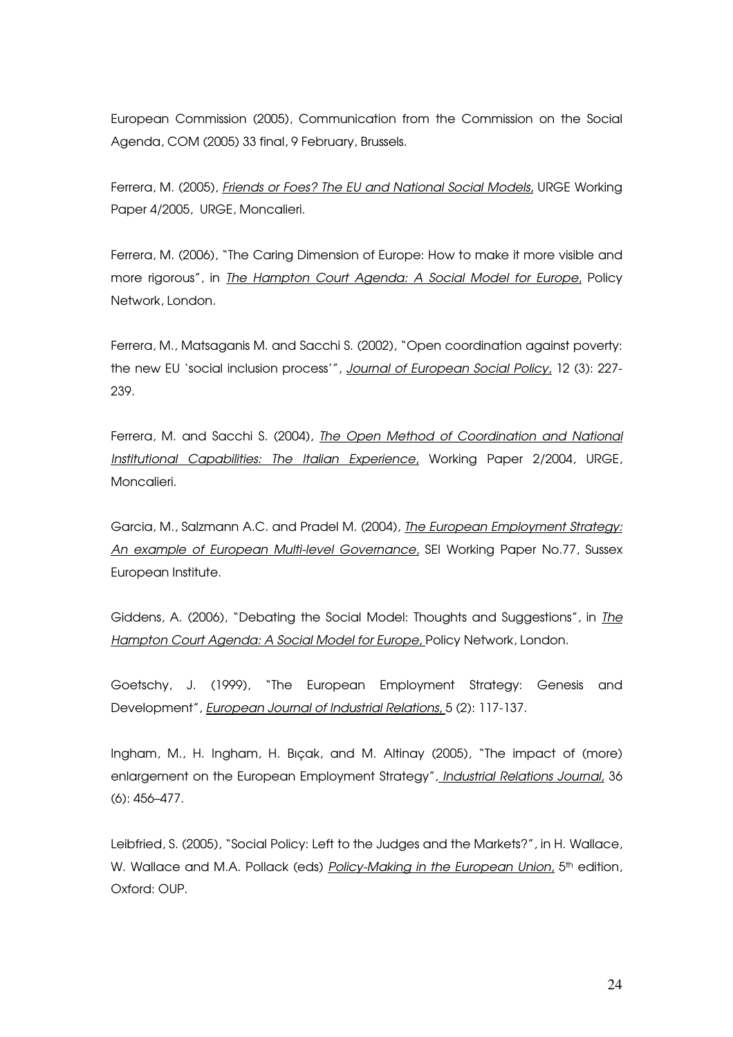European Commission (2005), Communication from the Commission on the Social Agenda, COM (2005) 33 final, 9 February, Brussels.

Ferrera, M. (2005), *Friends or Foes? The EU and National Social Models*, URGE Working Paper 4/2005, URGE, Moncalieri.

Ferrera, M. (2006), "The Caring Dimension of Europe: How to make it more visible and more rigorous", in *The Hampton Court Agenda: A Social Model for Europe*, Policy Network, London.

Ferrera, M., Matsaganis M. and Sacchi S. (2002), "Open coordination against poverty: the new EU 'social inclusion process'", *Journal of European Social Policy*, 12 (3): 227-239.

Ferrera, M. and Sacchi S. (2004), *The Open Method of Coordination and National Institutional Capabilities: The Italian Experience*, Working Paper 2/2004, URGE, Moncalieri.

Garcia, M., Salzmann A.C. and Pradel M. (2004), *The European Employment Strategy: An example of European Multi-level Governance*, SEI Working Paper No.77, Sussex European Institute.

Giddens, A. (2006), "Debating the Social Model: Thoughts and Suggestions", in *The Hampton Court Agenda: A Social Model for Europe*, Policy Network, London.

Goetschy, J. (1999), "The European Employment Strategy: Genesis and Development", *European Journal of Industrial Relations*, 5 (2): 117-137.

Ingham, M., H. Ingham, H. Bıçak, and M. Altinay (2005), "The impact of (more) enlargement on the European Employment Strategy", *Industrial Relations Journal*, 36 (6): 456–477.

Leibfried, S. (2005), "Social Policy: Left to the Judges and the Markets?", in H. Wallace, W. Wallace and M.A. Pollack (eds) *Policy-Making in the European Union*, 5th edition, Oxford: OUP.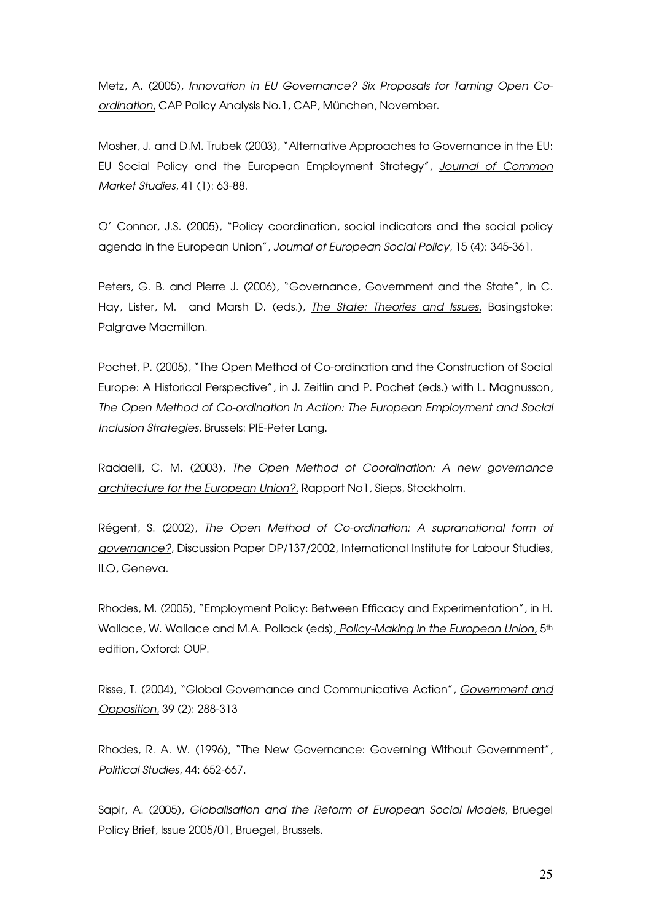Metz, A. (2005), *Innovation in EU Governance? Six Proposals for Taming Open Co-ordination*, CAP Policy Analysis No.1, CAP, München, November.

Mosher, J. and D.M. Trubek (2003), "Alternative Approaches to Governance in the EU: EU Social Policy and the European Employment Strategy", *Journal of Common Market Studies*, 41 (1): 63-88.

O' Connor, J.S. (2005), "Policy coordination, social indicators and the social policy agenda in the European Union", *Journal of European Social Policy*, 15 (4): 345-361.

Peters, G. B. and Pierre J. (2006), "Governance, Government and the State", in C. Hay, Lister, M. and Marsh D. (eds.), *The State: Theories and Issues*, Basingstoke: Palgrave Macmillan.

Pochet, P. (2005), "The Open Method of Co-ordination and the Construction of Social Europe: A Historical Perspective", in J. Zeitlin and P. Pochet (eds.) with L. Magnusson, *The Open Method of Co-ordination in Action: The European Employment and Social Inclusion Strategies*, Brussels: PIE-Peter Lang.

Radaelli, C. M. (2003), *The Open Method of Coordination: A new governance architecture for the European Union?*, Rapport No1, Sieps, Stockholm.

Régent, S. (2002), *The Open Method of Co-ordination: A supranational form of governance?*, Discussion Paper DP/137/2002, International Institute for Labour Studies, ILO, Geneva.

Rhodes, M. (2005), "Employment Policy: Between Efficacy and Experimentation", in H. Wallace, W. Wallace and M.A. Pollack (eds), *Policy-Making in the European Union*, 5th edition, Oxford: OUP.

Risse, T. (2004), "Global Governance and Communicative Action", *Government and Opposition*, 39 (2): 288-313

Rhodes, R. A. W. (1996), "The New Governance: Governing Without Government", *Political Studies*, 44: 652-667.

Sapir, A. (2005), *Globalisation and the Reform of European Social Models*, Bruegel Policy Brief, Issue 2005/01, Bruegel, Brussels.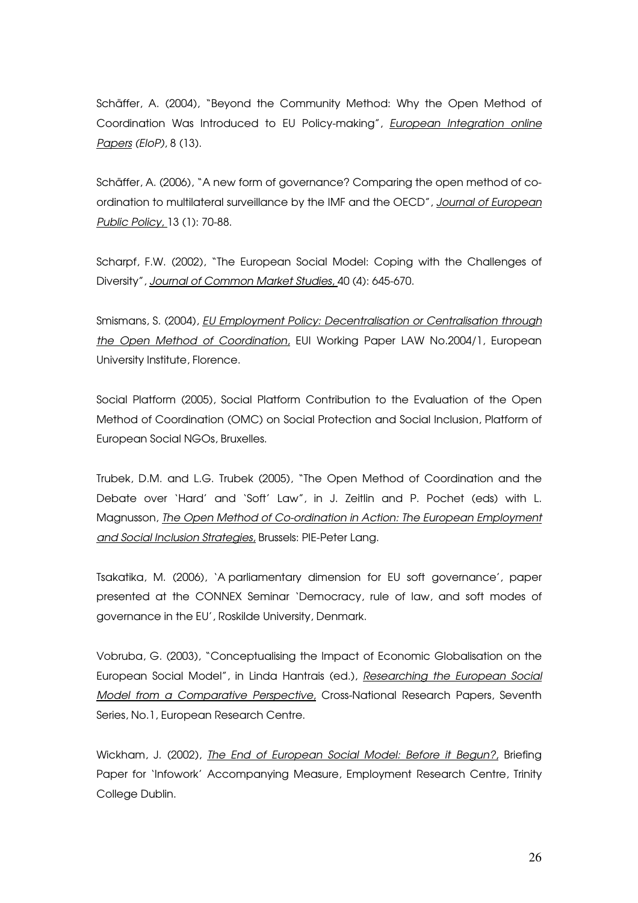Schäffer, A. (2004), "Beyond the Community Method: Why the Open Method of Coordination Was Introduced to EU Policy-making", *European Integration online Papers (EIoP)*, 8 (13).

Schäffer, A. (2006), "A new form of governance? Comparing the open method of co-ordination to multilateral surveillance by the IMF and the OECD", *Journal of European Public Policy*, 13 (1): 70-88.

Scharpf, F.W. (2002), "The European Social Model: Coping with the Challenges of Diversity", *Journal of Common Market Studies*, 40 (4): 645-670.

Smismans, S. (2004), *EU Employment Policy: Decentralisation or Centralisation through the Open Method of Coordination*, EUI Working Paper LAW No.2004/1, European University Institute, Florence.

Social Platform (2005), Social Platform Contribution to the Evaluation of the Open Method of Coordination (OMC) on Social Protection and Social Inclusion, Platform of European Social NGOs, Bruxelles.

Trubek, D.M. and L.G. Trubek (2005), "The Open Method of Coordination and the Debate over 'Hard' and 'Soft' Law", in J. Zeitlin and P. Pochet (eds) with L. Magnusson, *The Open Method of Co-ordination in Action: The European Employment and Social Inclusion Strategies*, Brussels: PIE-Peter Lang.

Tsakatika, M. (2006), 'A parliamentary dimension for EU soft governance', paper presented at the CONNEX Seminar 'Democracy, rule of law, and soft modes of governance in the EU', Roskilde University, Denmark.

Vobruba, G. (2003), "Conceptualising the Impact of Economic Globalisation on the European Social Model", in Linda Hantrais (ed.), *Researching the European Social Model from a Comparative Perspective*, Cross-National Research Papers, Seventh Series, No.1, European Research Centre.

Wickham, J. (2002), *The End of European Social Model: Before it Begun?*, Briefing Paper for 'Infowork' Accompanying Measure, Employment Research Centre, Trinity College Dublin.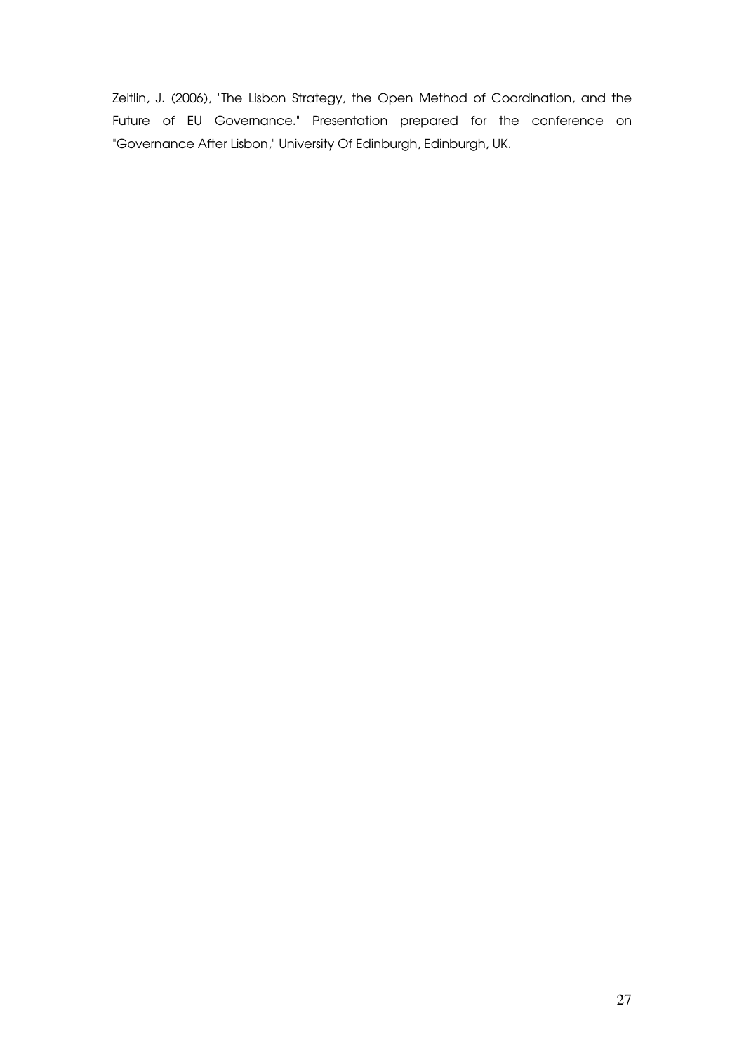Zeitlin, J. (2006), "The Lisbon Strategy, the Open Method of Coordination, and the Future of EU Governance." Presentation prepared for the conference on "Governance After Lisbon," University Of Edinburgh, Edinburgh, UK.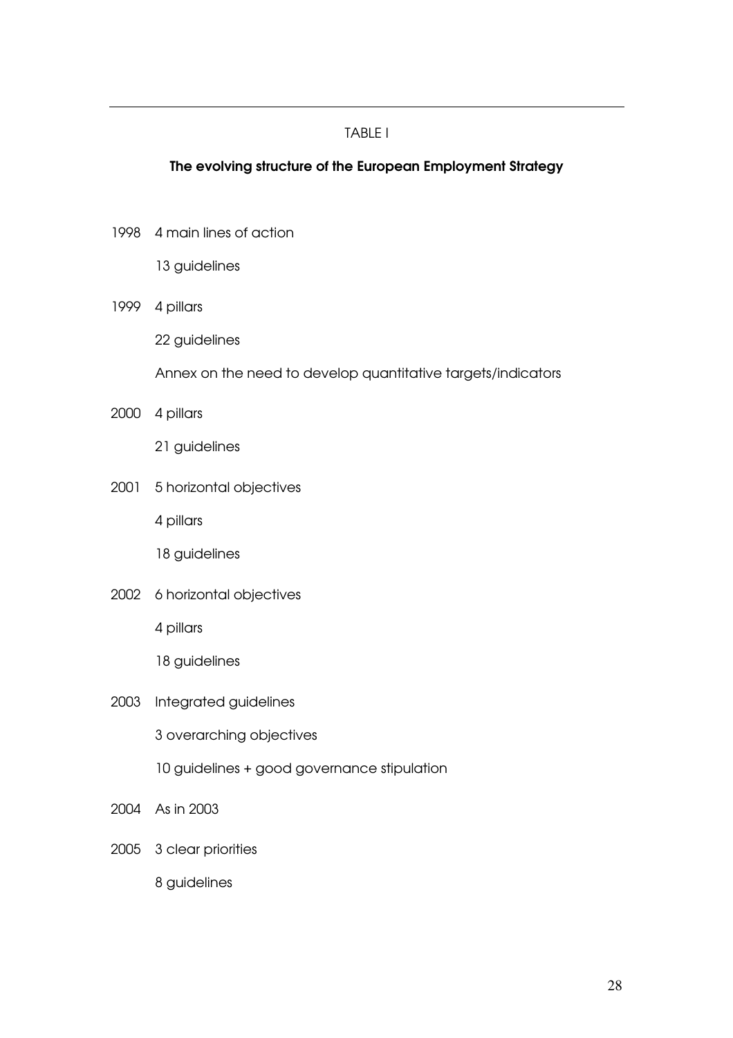TABLE I

**The evolving structure of the European Employment Strategy**

1998 4 main lines of action

13 guidelines

1999 4 pillars

22 guidelines

Annex on the need to develop quantitative targets/indicators

2000 4 pillars

21 guidelines

2001 5 horizontal objectives

4 pillars

18 guidelines

2002 6 horizontal objectives

4 pillars

18 guidelines

2003 Integrated guidelines

3 overarching objectives

10 guidelines + good governance stipulation

2004 As in 2003

2005 3 clear priorities

8 guidelines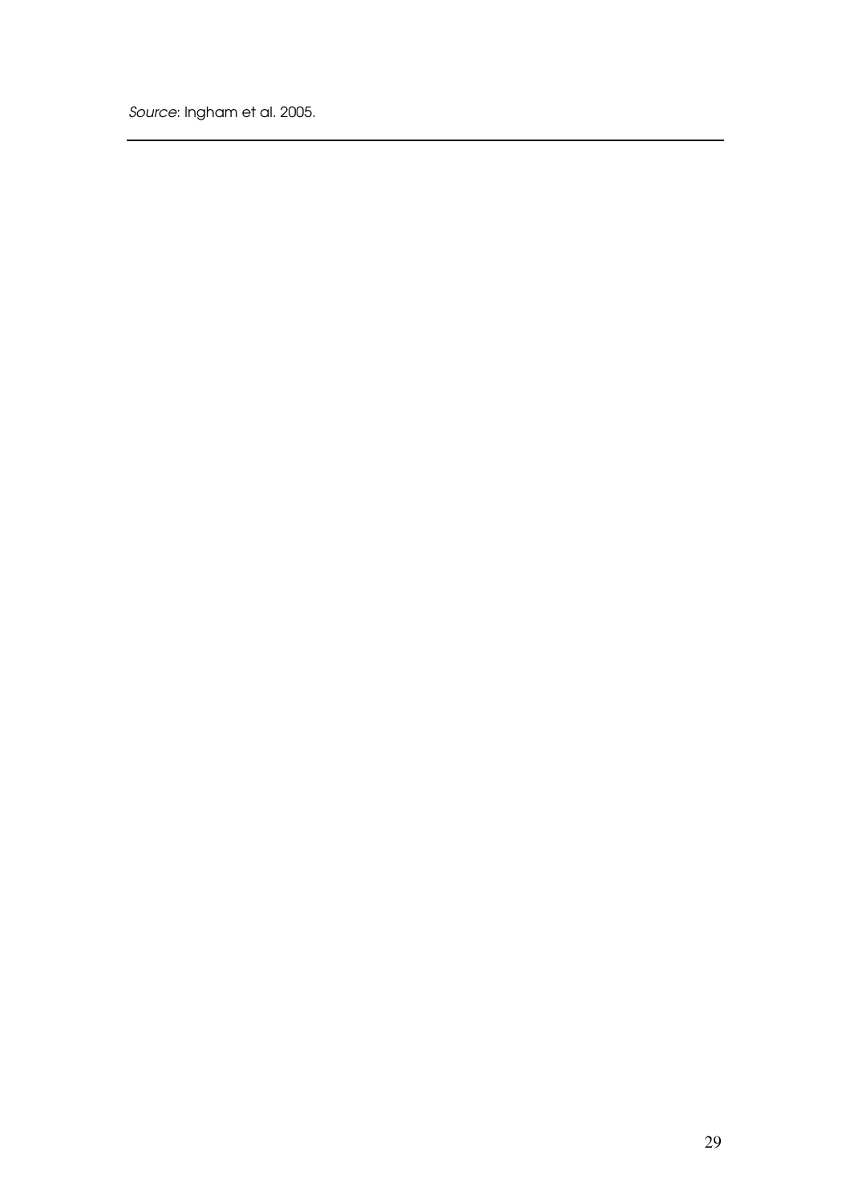*Source*: Ingham et al. 2005.

---